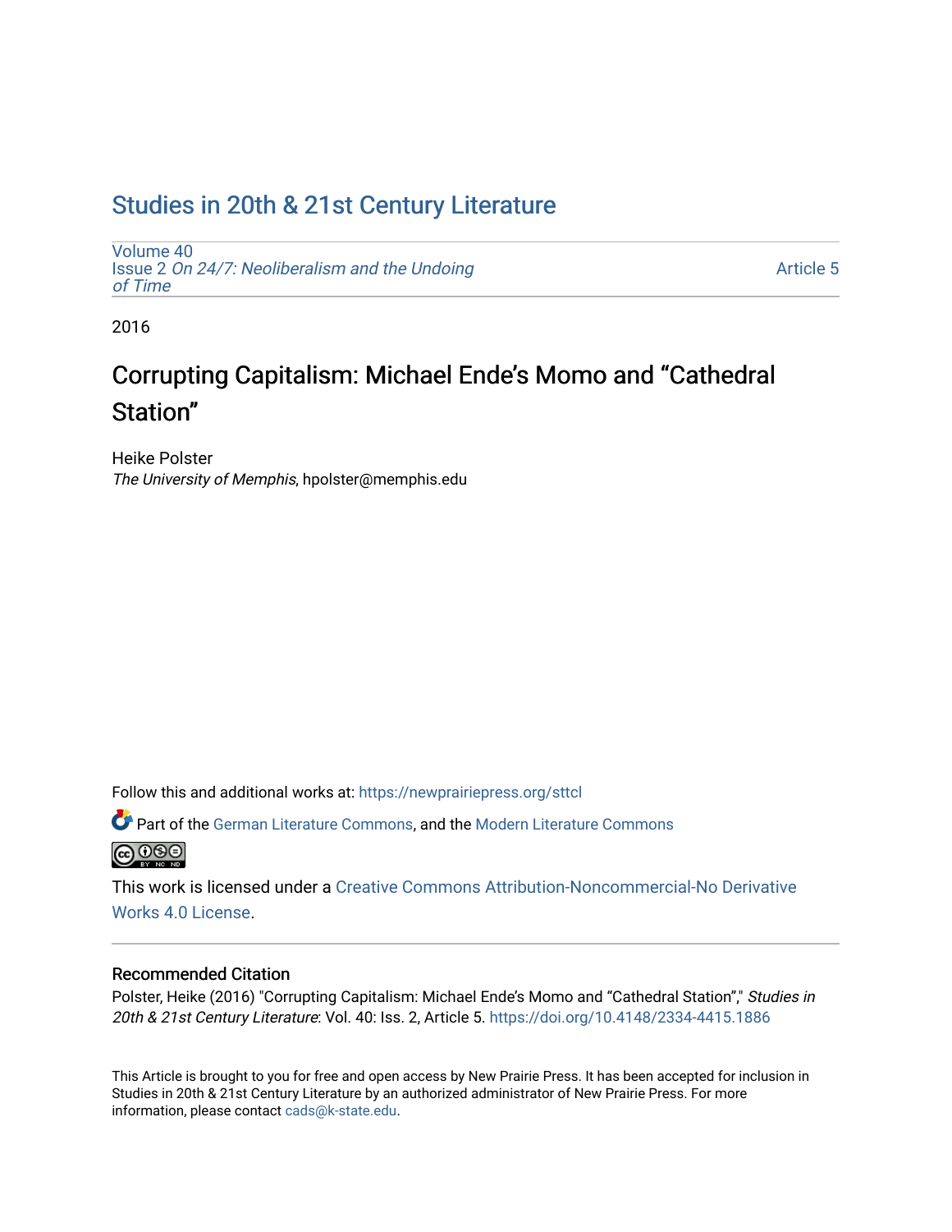# Studies in 20th & 21st Century Literature

Volume 40
Issue 2 *On 24/7: Neoliberalism and the Undoing of Time*

Article 5

2016

## Corrupting Capitalism: Michael Ende's Momo and "Cathedral Station"

Heike Polster
*The University of Memphis*, hpolster@memphis.edu

Follow this and additional works at: https://newprairiepress.org/sttcl

Part of the German Literature Commons, and the Modern Literature Commons

This work is licensed under a Creative Commons Attribution-Noncommercial-No Derivative Works 4.0 License.

### Recommended Citation

Polster, Heike (2016) "Corrupting Capitalism: Michael Ende's Momo and "Cathedral Station"," *Studies in 20th & 21st Century Literature*: Vol. 40: Iss. 2, Article 5. https://doi.org/10.4148/2334-4415.1886

This Article is brought to you for free and open access by New Prairie Press. It has been accepted for inclusion in Studies in 20th & 21st Century Literature by an authorized administrator of New Prairie Press. For more information, please contact cads@k-state.edu.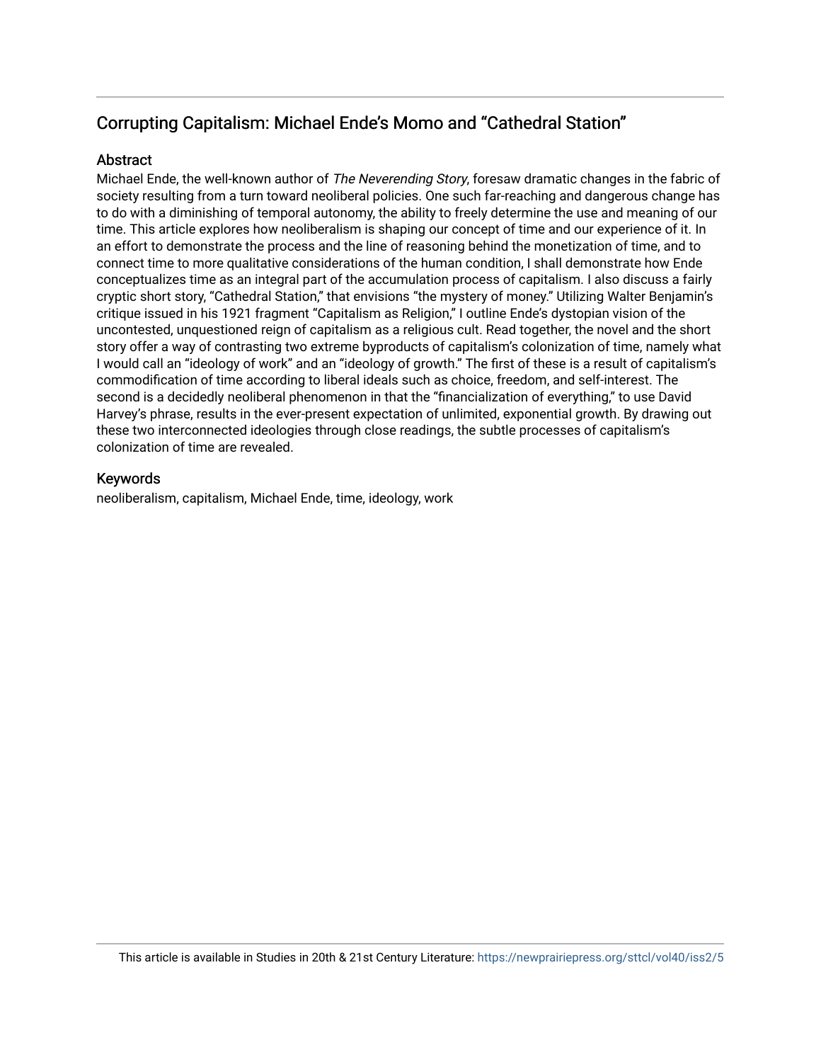## Corrupting Capitalism: Michael Ende's Momo and "Cathedral Station"

### Abstract

Michael Ende, the well-known author of *The Neverending Story*, foresaw dramatic changes in the fabric of society resulting from a turn toward neoliberal policies. One such far-reaching and dangerous change has to do with a diminishing of temporal autonomy, the ability to freely determine the use and meaning of our time. This article explores how neoliberalism is shaping our concept of time and our experience of it. In an effort to demonstrate the process and the line of reasoning behind the monetization of time, and to connect time to more qualitative considerations of the human condition, I shall demonstrate how Ende conceptualizes time as an integral part of the accumulation process of capitalism. I also discuss a fairly cryptic short story, "Cathedral Station," that envisions "the mystery of money." Utilizing Walter Benjamin's critique issued in his 1921 fragment "Capitalism as Religion," I outline Ende's dystopian vision of the uncontested, unquestioned reign of capitalism as a religious cult. Read together, the novel and the short story offer a way of contrasting two extreme byproducts of capitalism's colonization of time, namely what I would call an "ideology of work" and an "ideology of growth." The first of these is a result of capitalism's commodification of time according to liberal ideals such as choice, freedom, and self-interest. The second is a decidedly neoliberal phenomenon in that the "financialization of everything," to use David Harvey's phrase, results in the ever-present expectation of unlimited, exponential growth. By drawing out these two interconnected ideologies through close readings, the subtle processes of capitalism's colonization of time are revealed.

### Keywords

neoliberalism, capitalism, Michael Ende, time, ideology, work

This article is available in Studies in 20th & 21st Century Literature: https://newprairiepress.org/sttcl/vol40/iss2/5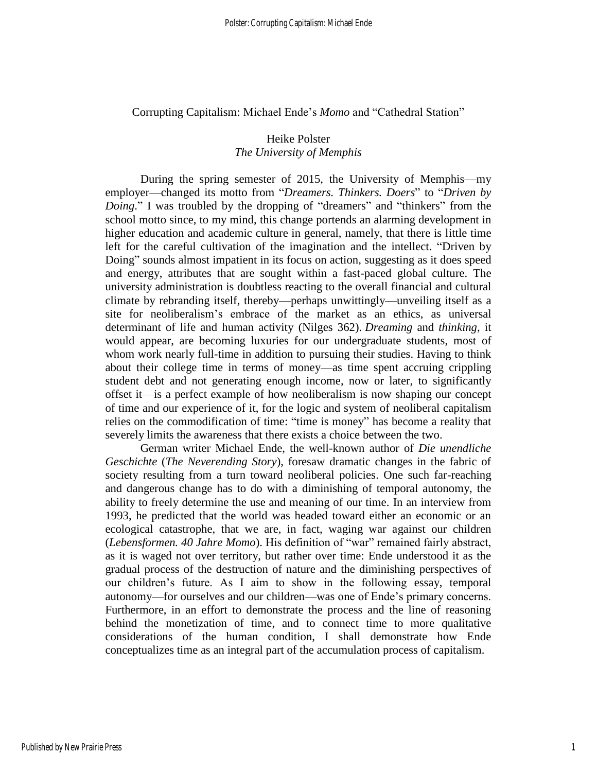# Corrupting Capitalism: Michael Ende's *Momo* and "Cathedral Station"

Heike Polster
*The University of Memphis*

During the spring semester of 2015, the University of Memphis—my employer—changed its motto from "*Dreamers. Thinkers. Doers*" to "*Driven by Doing*." I was troubled by the dropping of "dreamers" and "thinkers" from the school motto since, to my mind, this change portends an alarming development in higher education and academic culture in general, namely, that there is little time left for the careful cultivation of the imagination and the intellect. "Driven by Doing" sounds almost impatient in its focus on action, suggesting as it does speed and energy, attributes that are sought within a fast-paced global culture. The university administration is doubtless reacting to the overall financial and cultural climate by rebranding itself, thereby—perhaps unwittingly—unveiling itself as a site for neoliberalism's embrace of the market as an ethics, as universal determinant of life and human activity (Nilges 362). *Dreaming* and *thinking*, it would appear, are becoming luxuries for our undergraduate students, most of whom work nearly full-time in addition to pursuing their studies. Having to think about their college time in terms of money—as time spent accruing crippling student debt and not generating enough income, now or later, to significantly offset it—is a perfect example of how neoliberalism is now shaping our concept of time and our experience of it, for the logic and system of neoliberal capitalism relies on the commodification of time: "time is money" has become a reality that severely limits the awareness that there exists a choice between the two.

German writer Michael Ende, the well-known author of *Die unendliche Geschichte* (*The Neverending Story*), foresaw dramatic changes in the fabric of society resulting from a turn toward neoliberal policies. One such far-reaching and dangerous change has to do with a diminishing of temporal autonomy, the ability to freely determine the use and meaning of our time. In an interview from 1993, he predicted that the world was headed toward either an economic or an ecological catastrophe, that we are, in fact, waging war against our children (*Lebensformen. 40 Jahre Momo*). His definition of "war" remained fairly abstract, as it is waged not over territory, but rather over time: Ende understood it as the gradual process of the destruction of nature and the diminishing perspectives of our children's future. As I aim to show in the following essay, temporal autonomy—for ourselves and our children—was one of Ende's primary concerns. Furthermore, in an effort to demonstrate the process and the line of reasoning behind the monetization of time, and to connect time to more qualitative considerations of the human condition, I shall demonstrate how Ende conceptualizes time as an integral part of the accumulation process of capitalism.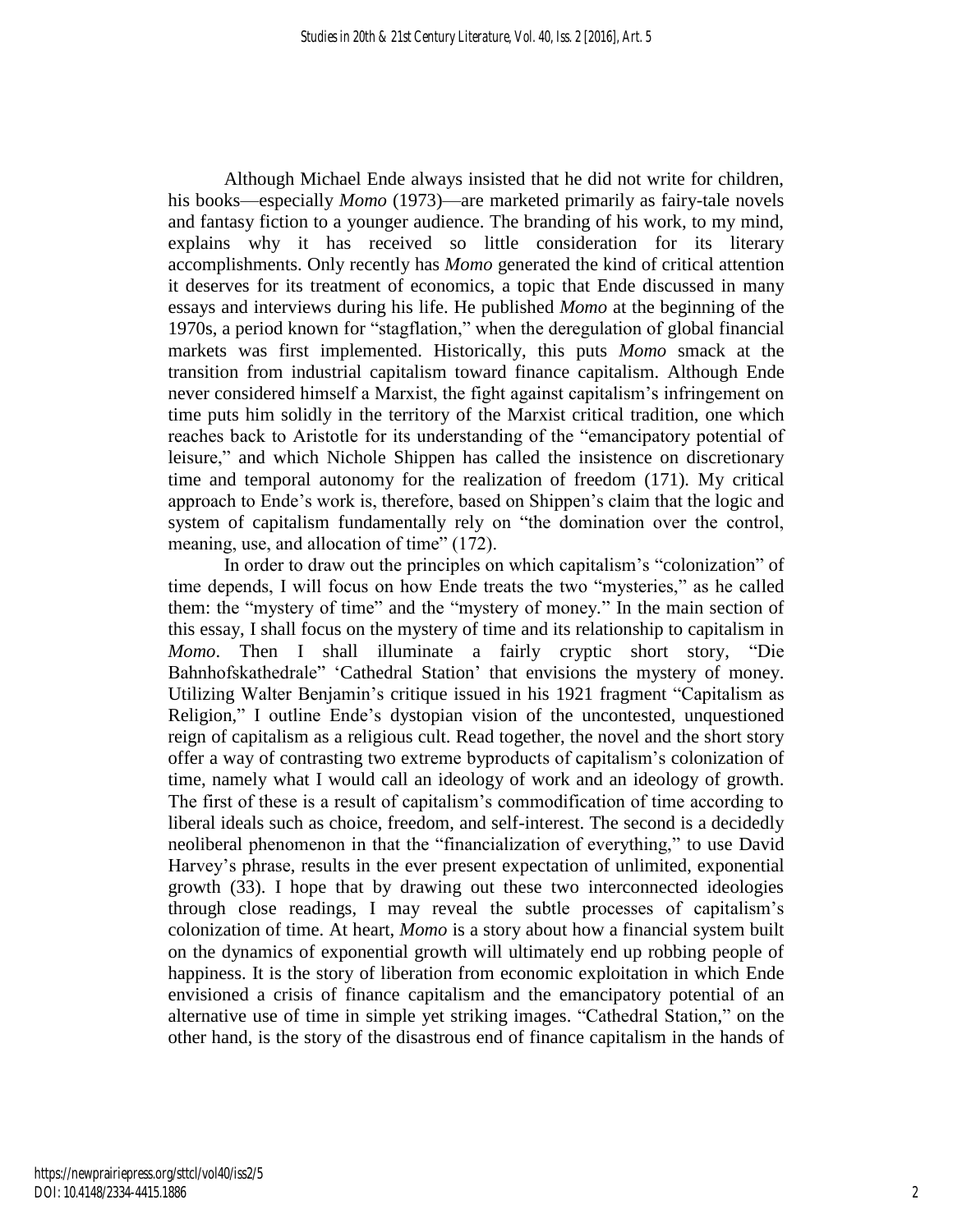Although Michael Ende always insisted that he did not write for children, his books—especially *Momo* (1973)—are marketed primarily as fairy-tale novels and fantasy fiction to a younger audience. The branding of his work, to my mind, explains why it has received so little consideration for its literary accomplishments. Only recently has *Momo* generated the kind of critical attention it deserves for its treatment of economics, a topic that Ende discussed in many essays and interviews during his life. He published *Momo* at the beginning of the 1970s, a period known for "stagflation," when the deregulation of global financial markets was first implemented. Historically, this puts *Momo* smack at the transition from industrial capitalism toward finance capitalism. Although Ende never considered himself a Marxist, the fight against capitalism's infringement on time puts him solidly in the territory of the Marxist critical tradition, one which reaches back to Aristotle for its understanding of the "emancipatory potential of leisure," and which Nichole Shippen has called the insistence on discretionary time and temporal autonomy for the realization of freedom (171). My critical approach to Ende's work is, therefore, based on Shippen's claim that the logic and system of capitalism fundamentally rely on "the domination over the control, meaning, use, and allocation of time" (172).

In order to draw out the principles on which capitalism's "colonization" of time depends, I will focus on how Ende treats the two "mysteries," as he called them: the "mystery of time" and the "mystery of money." In the main section of this essay, I shall focus on the mystery of time and its relationship to capitalism in *Momo*. Then I shall illuminate a fairly cryptic short story, "Die Bahnhofskathedrale" 'Cathedral Station' that envisions the mystery of money. Utilizing Walter Benjamin's critique issued in his 1921 fragment "Capitalism as Religion," I outline Ende's dystopian vision of the uncontested, unquestioned reign of capitalism as a religious cult. Read together, the novel and the short story offer a way of contrasting two extreme byproducts of capitalism's colonization of time, namely what I would call an ideology of work and an ideology of growth. The first of these is a result of capitalism's commodification of time according to liberal ideals such as choice, freedom, and self-interest. The second is a decidedly neoliberal phenomenon in that the "financialization of everything," to use David Harvey's phrase, results in the ever present expectation of unlimited, exponential growth (33). I hope that by drawing out these two interconnected ideologies through close readings, I may reveal the subtle processes of capitalism's colonization of time. At heart, *Momo* is a story about how a financial system built on the dynamics of exponential growth will ultimately end up robbing people of happiness. It is the story of liberation from economic exploitation in which Ende envisioned a crisis of finance capitalism and the emancipatory potential of an alternative use of time in simple yet striking images. "Cathedral Station," on the other hand, is the story of the disastrous end of finance capitalism in the hands of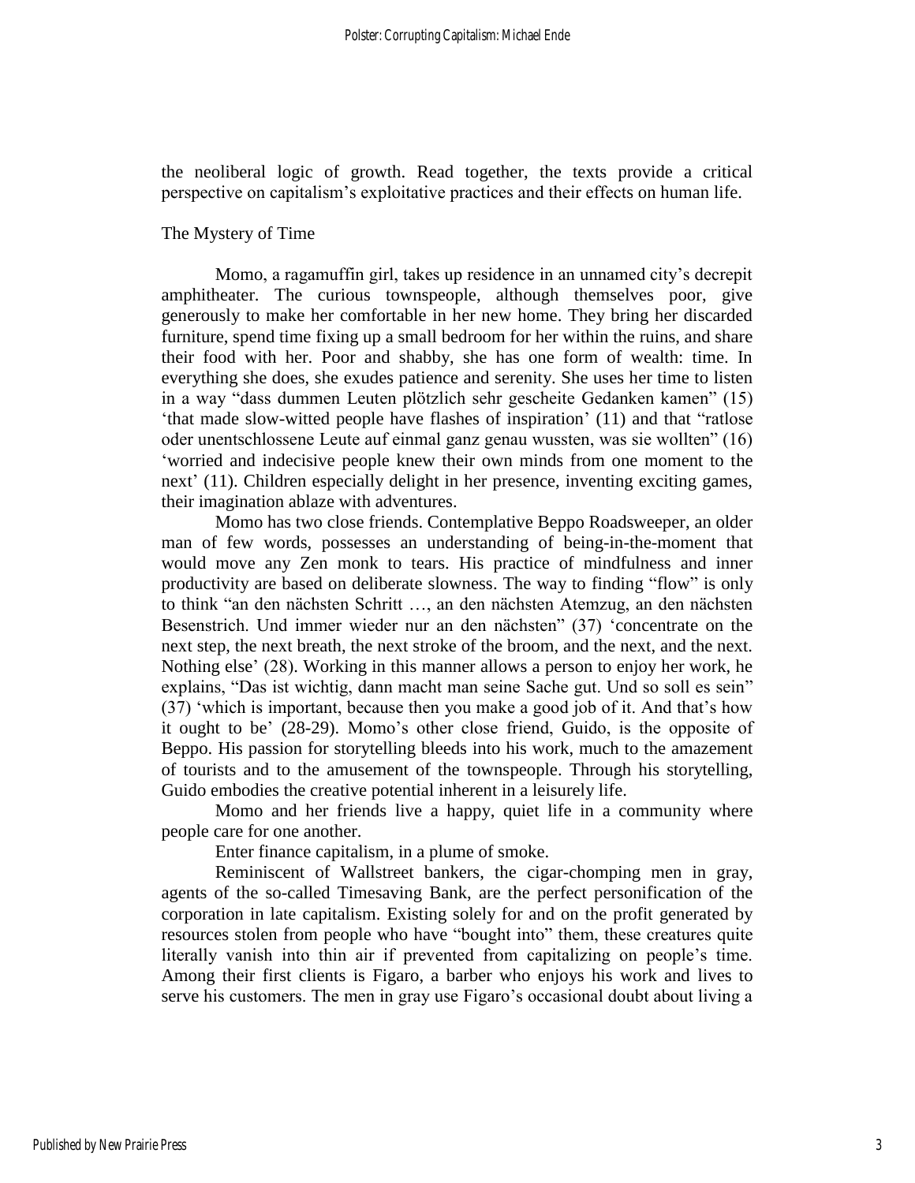the neoliberal logic of growth. Read together, the texts provide a critical perspective on capitalism's exploitative practices and their effects on human life.

## The Mystery of Time

Momo, a ragamuffin girl, takes up residence in an unnamed city's decrepit amphitheater. The curious townspeople, although themselves poor, give generously to make her comfortable in her new home. They bring her discarded furniture, spend time fixing up a small bedroom for her within the ruins, and share their food with her. Poor and shabby, she has one form of wealth: time. In everything she does, she exudes patience and serenity. She uses her time to listen in a way "dass dummen Leuten plötzlich sehr gescheite Gedanken kamen" (15) 'that made slow-witted people have flashes of inspiration' (11) and that "ratlose oder unentschlossene Leute auf einmal ganz genau wussten, was sie wollten" (16) 'worried and indecisive people knew their own minds from one moment to the next' (11). Children especially delight in her presence, inventing exciting games, their imagination ablaze with adventures.

Momo has two close friends. Contemplative Beppo Roadsweeper, an older man of few words, possesses an understanding of being-in-the-moment that would move any Zen monk to tears. His practice of mindfulness and inner productivity are based on deliberate slowness. The way to finding "flow" is only to think "an den nächsten Schritt …, an den nächsten Atemzug, an den nächsten Besenstrich. Und immer wieder nur an den nächsten" (37) 'concentrate on the next step, the next breath, the next stroke of the broom, and the next, and the next. Nothing else' (28). Working in this manner allows a person to enjoy her work, he explains, "Das ist wichtig, dann macht man seine Sache gut. Und so soll es sein" (37) 'which is important, because then you make a good job of it. And that's how it ought to be' (28-29). Momo's other close friend, Guido, is the opposite of Beppo. His passion for storytelling bleeds into his work, much to the amazement of tourists and to the amusement of the townspeople. Through his storytelling, Guido embodies the creative potential inherent in a leisurely life.

Momo and her friends live a happy, quiet life in a community where people care for one another.

Enter finance capitalism, in a plume of smoke.

Reminiscent of Wallstreet bankers, the cigar-chomping men in gray, agents of the so-called Timesaving Bank, are the perfect personification of the corporation in late capitalism. Existing solely for and on the profit generated by resources stolen from people who have "bought into" them, these creatures quite literally vanish into thin air if prevented from capitalizing on people's time. Among their first clients is Figaro, a barber who enjoys his work and lives to serve his customers. The men in gray use Figaro's occasional doubt about living a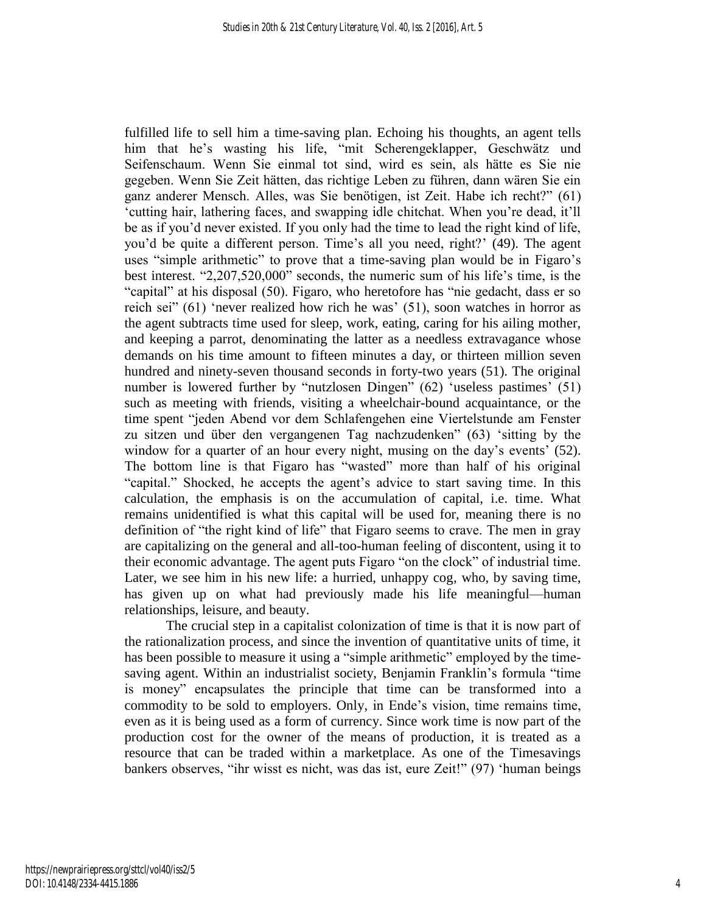fulfilled life to sell him a time-saving plan. Echoing his thoughts, an agent tells him that he's wasting his life, "mit Scherengeklapper, Geschwätz und Seifenschaum. Wenn Sie einmal tot sind, wird es sein, als hätte es Sie nie gegeben. Wenn Sie Zeit hätten, das richtige Leben zu führen, dann wären Sie ein ganz anderer Mensch. Alles, was Sie benötigen, ist Zeit. Habe ich recht?" (61) 'cutting hair, lathering faces, and swapping idle chitchat. When you're dead, it'll be as if you'd never existed. If you only had the time to lead the right kind of life, you'd be quite a different person. Time's all you need, right?' (49). The agent uses "simple arithmetic" to prove that a time-saving plan would be in Figaro's best interest. "2,207,520,000" seconds, the numeric sum of his life's time, is the "capital" at his disposal (50). Figaro, who heretofore has "nie gedacht, dass er so reich sei" (61) 'never realized how rich he was' (51), soon watches in horror as the agent subtracts time used for sleep, work, eating, caring for his ailing mother, and keeping a parrot, denominating the latter as a needless extravagance whose demands on his time amount to fifteen minutes a day, or thirteen million seven hundred and ninety-seven thousand seconds in forty-two years (51). The original number is lowered further by "nutzlosen Dingen" (62) 'useless pastimes' (51) such as meeting with friends, visiting a wheelchair-bound acquaintance, or the time spent "jeden Abend vor dem Schlafengehen eine Viertelstunde am Fenster zu sitzen und über den vergangenen Tag nachzudenken" (63) 'sitting by the window for a quarter of an hour every night, musing on the day's events' (52). The bottom line is that Figaro has "wasted" more than half of his original "capital." Shocked, he accepts the agent's advice to start saving time. In this calculation, the emphasis is on the accumulation of capital, i.e. time. What remains unidentified is what this capital will be used for, meaning there is no definition of "the right kind of life" that Figaro seems to crave. The men in gray are capitalizing on the general and all-too-human feeling of discontent, using it to their economic advantage. The agent puts Figaro "on the clock" of industrial time. Later, we see him in his new life: a hurried, unhappy cog, who, by saving time, has given up on what had previously made his life meaningful—human relationships, leisure, and beauty.

The crucial step in a capitalist colonization of time is that it is now part of the rationalization process, and since the invention of quantitative units of time, it has been possible to measure it using a "simple arithmetic" employed by the time-saving agent. Within an industrialist society, Benjamin Franklin's formula "time is money" encapsulates the principle that time can be transformed into a commodity to be sold to employers. Only, in Ende's vision, time remains time, even as it is being used as a form of currency. Since work time is now part of the production cost for the owner of the means of production, it is treated as a resource that can be traded within a marketplace. As one of the Timesavings bankers observes, "ihr wisst es nicht, was das ist, eure Zeit!" (97) 'human beings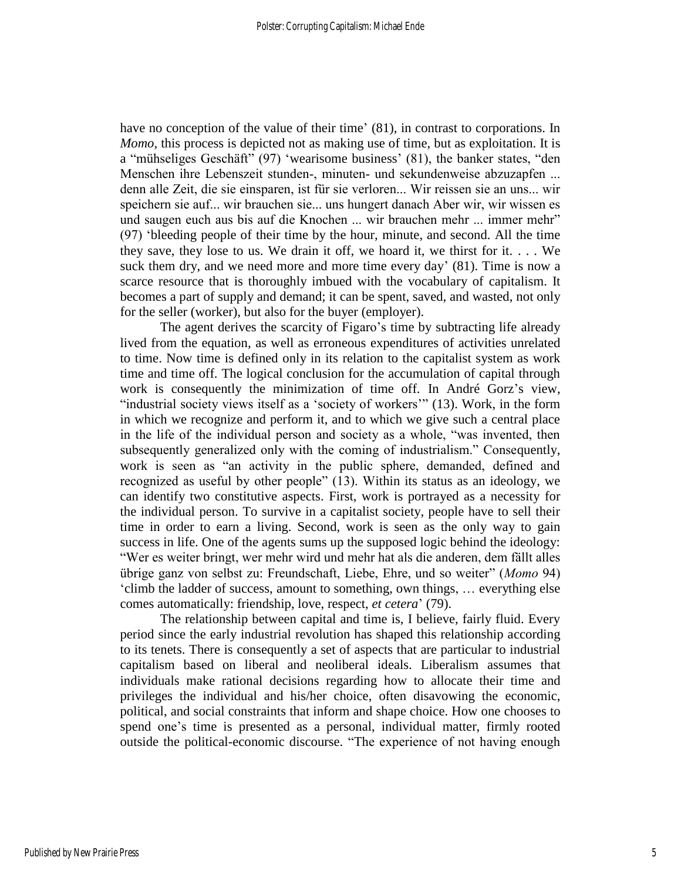have no conception of the value of their time' (81), in contrast to corporations. In *Momo*, this process is depicted not as making use of time, but as exploitation. It is a "mühseliges Geschäft" (97) 'wearisome business' (81), the banker states, "den Menschen ihre Lebenszeit stunden-, minuten- und sekundenweise abzuzapfen ... denn alle Zeit, die sie einsparen, ist für sie verloren... Wir reissen sie an uns... wir speichern sie auf... wir brauchen sie... uns hungert danach Aber wir, wir wissen es und saugen euch aus bis auf die Knochen ... wir brauchen mehr ... immer mehr" (97) 'bleeding people of their time by the hour, minute, and second. All the time they save, they lose to us. We drain it off, we hoard it, we thirst for it. . . . We suck them dry, and we need more and more time every day' (81). Time is now a scarce resource that is thoroughly imbued with the vocabulary of capitalism. It becomes a part of supply and demand; it can be spent, saved, and wasted, not only for the seller (worker), but also for the buyer (employer).

The agent derives the scarcity of Figaro's time by subtracting life already lived from the equation, as well as erroneous expenditures of activities unrelated to time. Now time is defined only in its relation to the capitalist system as work time and time off. The logical conclusion for the accumulation of capital through work is consequently the minimization of time off. In André Gorz's view, "industrial society views itself as a 'society of workers'" (13). Work, in the form in which we recognize and perform it, and to which we give such a central place in the life of the individual person and society as a whole, "was invented, then subsequently generalized only with the coming of industrialism." Consequently, work is seen as "an activity in the public sphere, demanded, defined and recognized as useful by other people" (13). Within its status as an ideology, we can identify two constitutive aspects. First, work is portrayed as a necessity for the individual person. To survive in a capitalist society, people have to sell their time in order to earn a living. Second, work is seen as the only way to gain success in life. One of the agents sums up the supposed logic behind the ideology: "Wer es weiter bringt, wer mehr wird und mehr hat als die anderen, dem fällt alles übrige ganz von selbst zu: Freundschaft, Liebe, Ehre, und so weiter" (*Momo* 94) 'climb the ladder of success, amount to something, own things, … everything else comes automatically: friendship, love, respect, *et cetera*' (79).

The relationship between capital and time is, I believe, fairly fluid. Every period since the early industrial revolution has shaped this relationship according to its tenets. There is consequently a set of aspects that are particular to industrial capitalism based on liberal and neoliberal ideals. Liberalism assumes that individuals make rational decisions regarding how to allocate their time and privileges the individual and his/her choice, often disavowing the economic, political, and social constraints that inform and shape choice. How one chooses to spend one's time is presented as a personal, individual matter, firmly rooted outside the political-economic discourse. "The experience of not having enough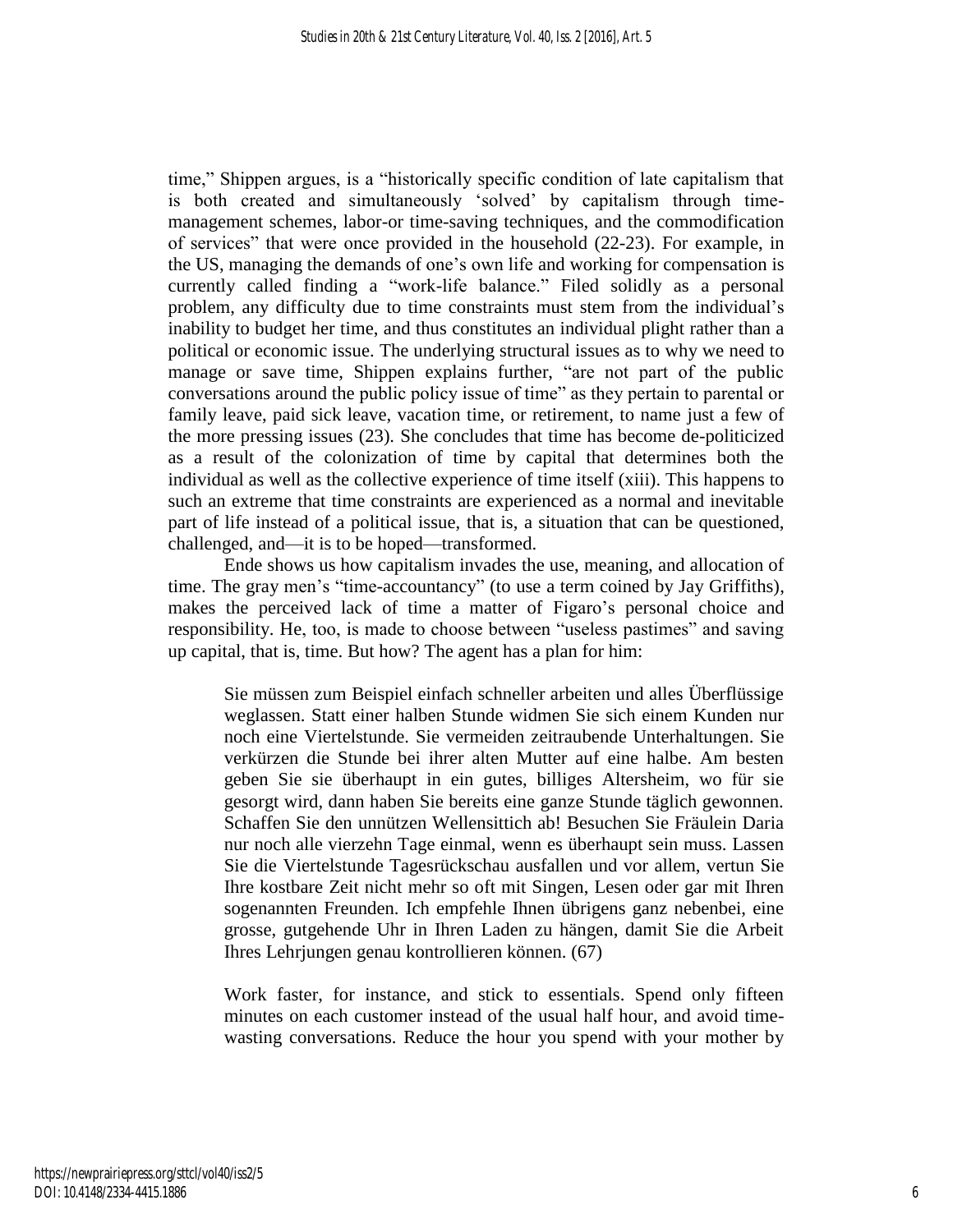time," Shippen argues, is a "historically specific condition of late capitalism that is both created and simultaneously 'solved' by capitalism through time-management schemes, labor-or time-saving techniques, and the commodification of services" that were once provided in the household (22-23). For example, in the US, managing the demands of one's own life and working for compensation is currently called finding a "work-life balance." Filed solidly as a personal problem, any difficulty due to time constraints must stem from the individual's inability to budget her time, and thus constitutes an individual plight rather than a political or economic issue. The underlying structural issues as to why we need to manage or save time, Shippen explains further, "are not part of the public conversations around the public policy issue of time" as they pertain to parental or family leave, paid sick leave, vacation time, or retirement, to name just a few of the more pressing issues (23). She concludes that time has become de-politicized as a result of the colonization of time by capital that determines both the individual as well as the collective experience of time itself (xiii). This happens to such an extreme that time constraints are experienced as a normal and inevitable part of life instead of a political issue, that is, a situation that can be questioned, challenged, and—it is to be hoped—transformed.

Ende shows us how capitalism invades the use, meaning, and allocation of time. The gray men's "time-accountancy" (to use a term coined by Jay Griffiths), makes the perceived lack of time a matter of Figaro's personal choice and responsibility. He, too, is made to choose between "useless pastimes" and saving up capital, that is, time. But how? The agent has a plan for him:

> Sie müssen zum Beispiel einfach schneller arbeiten und alles Überflüssige weglassen. Statt einer halben Stunde widmen Sie sich einem Kunden nur noch eine Viertelstunde. Sie vermeiden zeitraubende Unterhaltungen. Sie verkürzen die Stunde bei ihrer alten Mutter auf eine halbe. Am besten geben Sie sie überhaupt in ein gutes, billiges Altersheim, wo für sie gesorgt wird, dann haben Sie bereits eine ganze Stunde täglich gewonnen. Schaffen Sie den unnützen Wellensittich ab! Besuchen Sie Fräulein Daria nur noch alle vierzehn Tage einmal, wenn es überhaupt sein muss. Lassen Sie die Viertelstunde Tagesrückschau ausfallen und vor allem, vertun Sie Ihre kostbare Zeit nicht mehr so oft mit Singen, Lesen oder gar mit Ihren sogenannten Freunden. Ich empfehle Ihnen übrigens ganz nebenbei, eine grosse, gutgehende Uhr in Ihren Laden zu hängen, damit Sie die Arbeit Ihres Lehrjungen genau kontrollieren können. (67)

> Work faster, for instance, and stick to essentials. Spend only fifteen minutes on each customer instead of the usual half hour, and avoid time-wasting conversations. Reduce the hour you spend with your mother by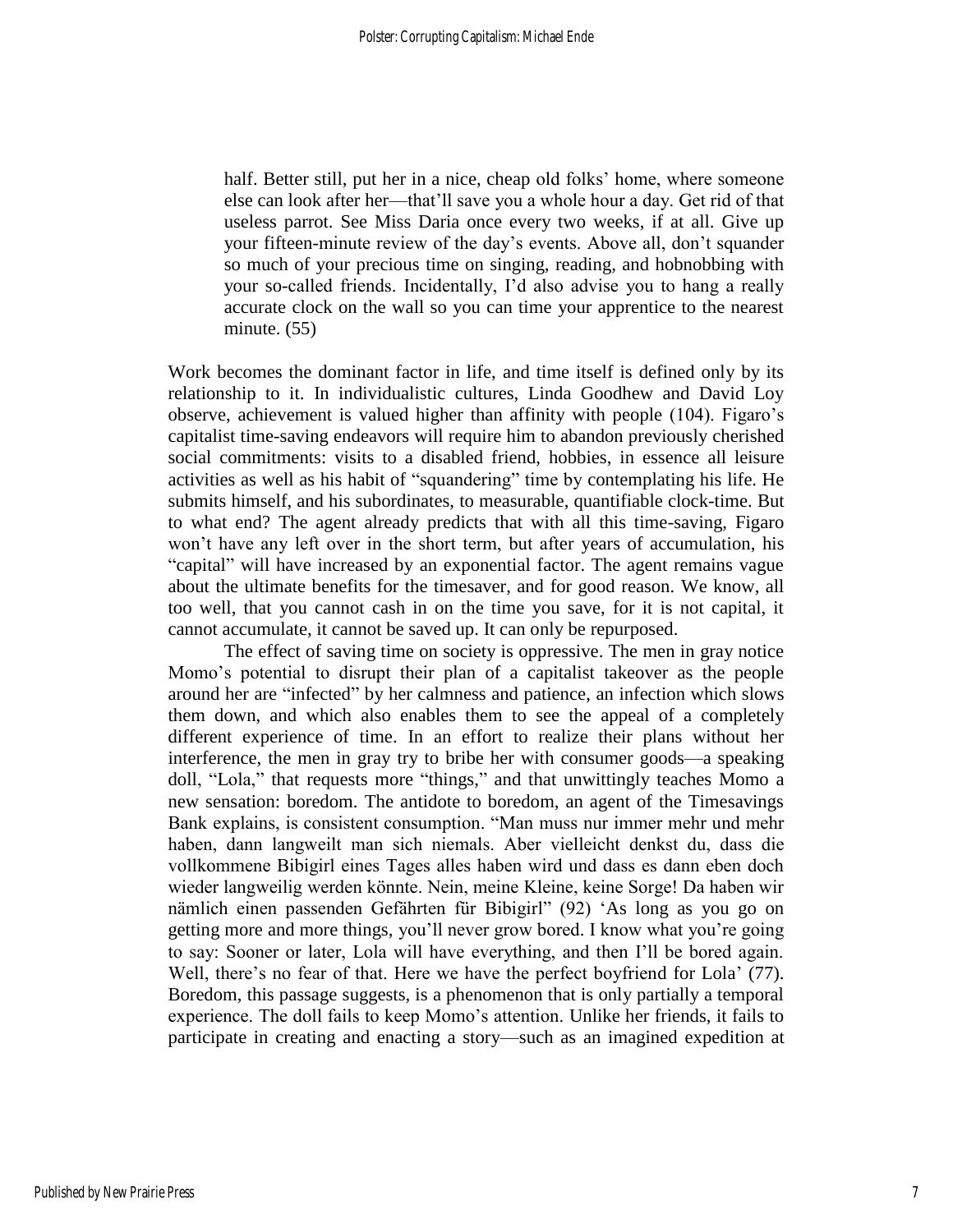> half. Better still, put her in a nice, cheap old folks' home, where someone else can look after her—that'll save you a whole hour a day. Get rid of that useless parrot. See Miss Daria once every two weeks, if at all. Give up your fifteen-minute review of the day's events. Above all, don't squander so much of your precious time on singing, reading, and hobnobbing with your so-called friends. Incidentally, I'd also advise you to hang a really accurate clock on the wall so you can time your apprentice to the nearest minute. (55)

Work becomes the dominant factor in life, and time itself is defined only by its relationship to it. In individualistic cultures, Linda Goodhew and David Loy observe, achievement is valued higher than affinity with people (104). Figaro's capitalist time-saving endeavors will require him to abandon previously cherished social commitments: visits to a disabled friend, hobbies, in essence all leisure activities as well as his habit of "squandering" time by contemplating his life. He submits himself, and his subordinates, to measurable, quantifiable clock-time. But to what end? The agent already predicts that with all this time-saving, Figaro won't have any left over in the short term, but after years of accumulation, his "capital" will have increased by an exponential factor. The agent remains vague about the ultimate benefits for the timesaver, and for good reason. We know, all too well, that you cannot cash in on the time you save, for it is not capital, it cannot accumulate, it cannot be saved up. It can only be repurposed.

The effect of saving time on society is oppressive. The men in gray notice Momo's potential to disrupt their plan of a capitalist takeover as the people around her are "infected" by her calmness and patience, an infection which slows them down, and which also enables them to see the appeal of a completely different experience of time. In an effort to realize their plans without her interference, the men in gray try to bribe her with consumer goods—a speaking doll, "Lola," that requests more "things," and that unwittingly teaches Momo a new sensation: boredom. The antidote to boredom, an agent of the Timesavings Bank explains, is consistent consumption. "Man muss nur immer mehr und mehr haben, dann langweilt man sich niemals. Aber vielleicht denkst du, dass die vollkommene Bibigirl eines Tages alles haben wird und dass es dann eben doch wieder langweilig werden könnte. Nein, meine Kleine, keine Sorge! Da haben wir nämlich einen passenden Gefährten für Bibigirl" (92) 'As long as you go on getting more and more things, you'll never grow bored. I know what you're going to say: Sooner or later, Lola will have everything, and then I'll be bored again. Well, there's no fear of that. Here we have the perfect boyfriend for Lola' (77). Boredom, this passage suggests, is a phenomenon that is only partially a temporal experience. The doll fails to keep Momo's attention. Unlike her friends, it fails to participate in creating and enacting a story—such as an imagined expedition at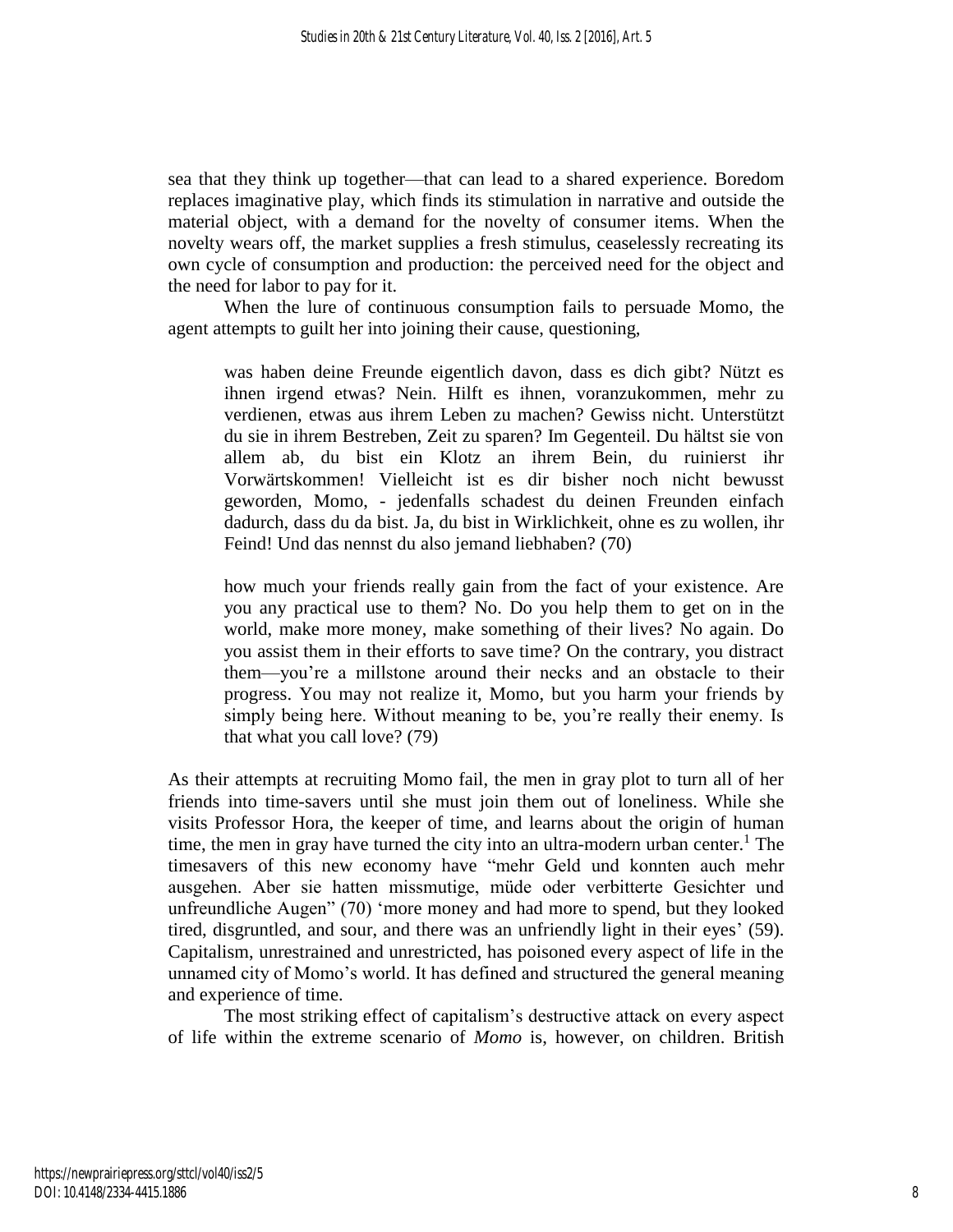sea that they think up together—that can lead to a shared experience. Boredom replaces imaginative play, which finds its stimulation in narrative and outside the material object, with a demand for the novelty of consumer items. When the novelty wears off, the market supplies a fresh stimulus, ceaselessly recreating its own cycle of consumption and production: the perceived need for the object and the need for labor to pay for it.

When the lure of continuous consumption fails to persuade Momo, the agent attempts to guilt her into joining their cause, questioning,

> was haben deine Freunde eigentlich davon, dass es dich gibt? Nützt es ihnen irgend etwas? Nein. Hilft es ihnen, voranzukommen, mehr zu verdienen, etwas aus ihrem Leben zu machen? Gewiss nicht. Unterstützt du sie in ihrem Bestreben, Zeit zu sparen? Im Gegenteil. Du hältst sie von allem ab, du bist ein Klotz an ihrem Bein, du ruinierst ihr Vorwärtskommen! Vielleicht ist es dir bisher noch nicht bewusst geworden, Momo, - jedenfalls schadest du deinen Freunden einfach dadurch, dass du da bist. Ja, du bist in Wirklichkeit, ohne es zu wollen, ihr Feind! Und das nennst du also jemand liebhaben? (70)

> how much your friends really gain from the fact of your existence. Are you any practical use to them? No. Do you help them to get on in the world, make more money, make something of their lives? No again. Do you assist them in their efforts to save time? On the contrary, you distract them—you're a millstone around their necks and an obstacle to their progress. You may not realize it, Momo, but you harm your friends by simply being here. Without meaning to be, you're really their enemy. Is that what you call love? (79)

As their attempts at recruiting Momo fail, the men in gray plot to turn all of her friends into time-savers until she must join them out of loneliness. While she visits Professor Hora, the keeper of time, and learns about the origin of human time, the men in gray have turned the city into an ultra-modern urban center.[1] The timesavers of this new economy have "mehr Geld und konnten auch mehr ausgehen. Aber sie hatten missmutige, müde oder verbitterte Gesichter und unfreundliche Augen" (70) 'more money and had more to spend, but they looked tired, disgruntled, and sour, and there was an unfriendly light in their eyes' (59). Capitalism, unrestrained and unrestricted, has poisoned every aspect of life in the unnamed city of Momo's world. It has defined and structured the general meaning and experience of time.

The most striking effect of capitalism's destructive attack on every aspect of life within the extreme scenario of *Momo* is, however, on children. British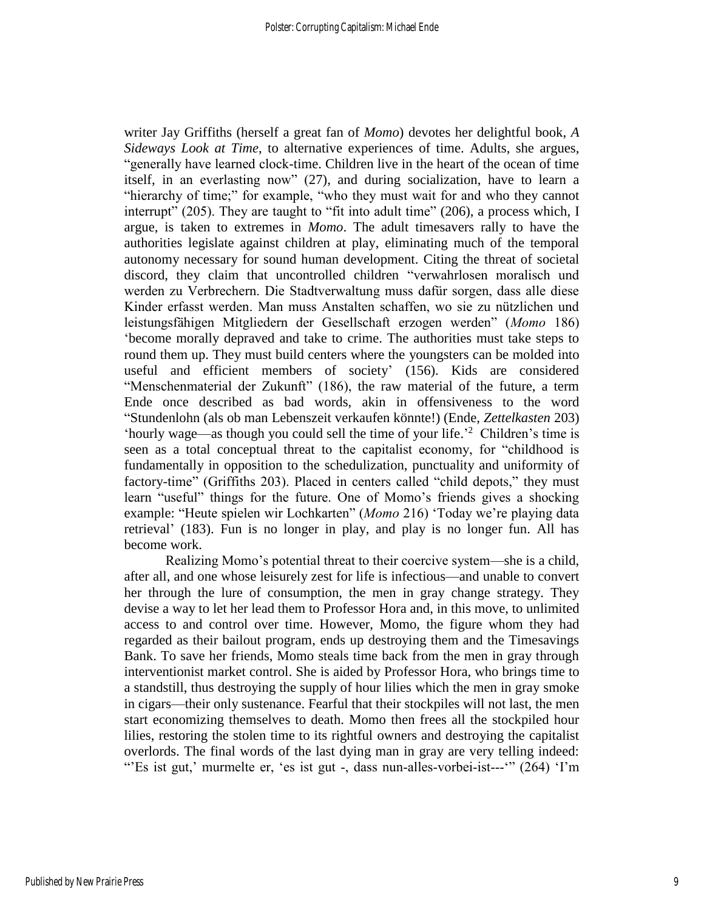writer Jay Griffiths (herself a great fan of *Momo*) devotes her delightful book, *A Sideways Look at Time*, to alternative experiences of time. Adults, she argues, "generally have learned clock-time. Children live in the heart of the ocean of time itself, in an everlasting now" (27), and during socialization, have to learn a "hierarchy of time;" for example, "who they must wait for and who they cannot interrupt" (205). They are taught to "fit into adult time" (206), a process which, I argue, is taken to extremes in *Momo*. The adult timesavers rally to have the authorities legislate against children at play, eliminating much of the temporal autonomy necessary for sound human development. Citing the threat of societal discord, they claim that uncontrolled children "verwahrlosen moralisch und werden zu Verbrechern. Die Stadtverwaltung muss dafür sorgen, dass alle diese Kinder erfasst werden. Man muss Anstalten schaffen, wo sie zu nützlichen und leistungsfähigen Mitgliedern der Gesellschaft erzogen werden" (*Momo* 186) 'become morally depraved and take to crime. The authorities must take steps to round them up. They must build centers where the youngsters can be molded into useful and efficient members of society' (156). Kids are considered "Menschenmaterial der Zukunft" (186), the raw material of the future, a term Ende once described as bad words, akin in offensiveness to the word "Stundenlohn (als ob man Lebenszeit verkaufen könnte!) (Ende, *Zettelkasten* 203) 'hourly wage—as though you could sell the time of your life.'[2] Children's time is seen as a total conceptual threat to the capitalist economy, for "childhood is fundamentally in opposition to the schedulization, punctuality and uniformity of factory-time" (Griffiths 203). Placed in centers called "child depots," they must learn "useful" things for the future. One of Momo's friends gives a shocking example: "Heute spielen wir Lochkarten" (*Momo* 216) 'Today we're playing data retrieval' (183). Fun is no longer in play, and play is no longer fun. All has become work.

Realizing Momo's potential threat to their coercive system—she is a child, after all, and one whose leisurely zest for life is infectious—and unable to convert her through the lure of consumption, the men in gray change strategy. They devise a way to let her lead them to Professor Hora and, in this move, to unlimited access to and control over time. However, Momo, the figure whom they had regarded as their bailout program, ends up destroying them and the Timesavings Bank. To save her friends, Momo steals time back from the men in gray through interventionist market control. She is aided by Professor Hora, who brings time to a standstill, thus destroying the supply of hour lilies which the men in gray smoke in cigars—their only sustenance. Fearful that their stockpiles will not last, the men start economizing themselves to death. Momo then frees all the stockpiled hour lilies, restoring the stolen time to its rightful owners and destroying the capitalist overlords. The final words of the last dying man in gray are very telling indeed: "'Es ist gut,' murmelte er, 'es ist gut -, dass nun-alles-vorbei-ist---'" (264) 'I'm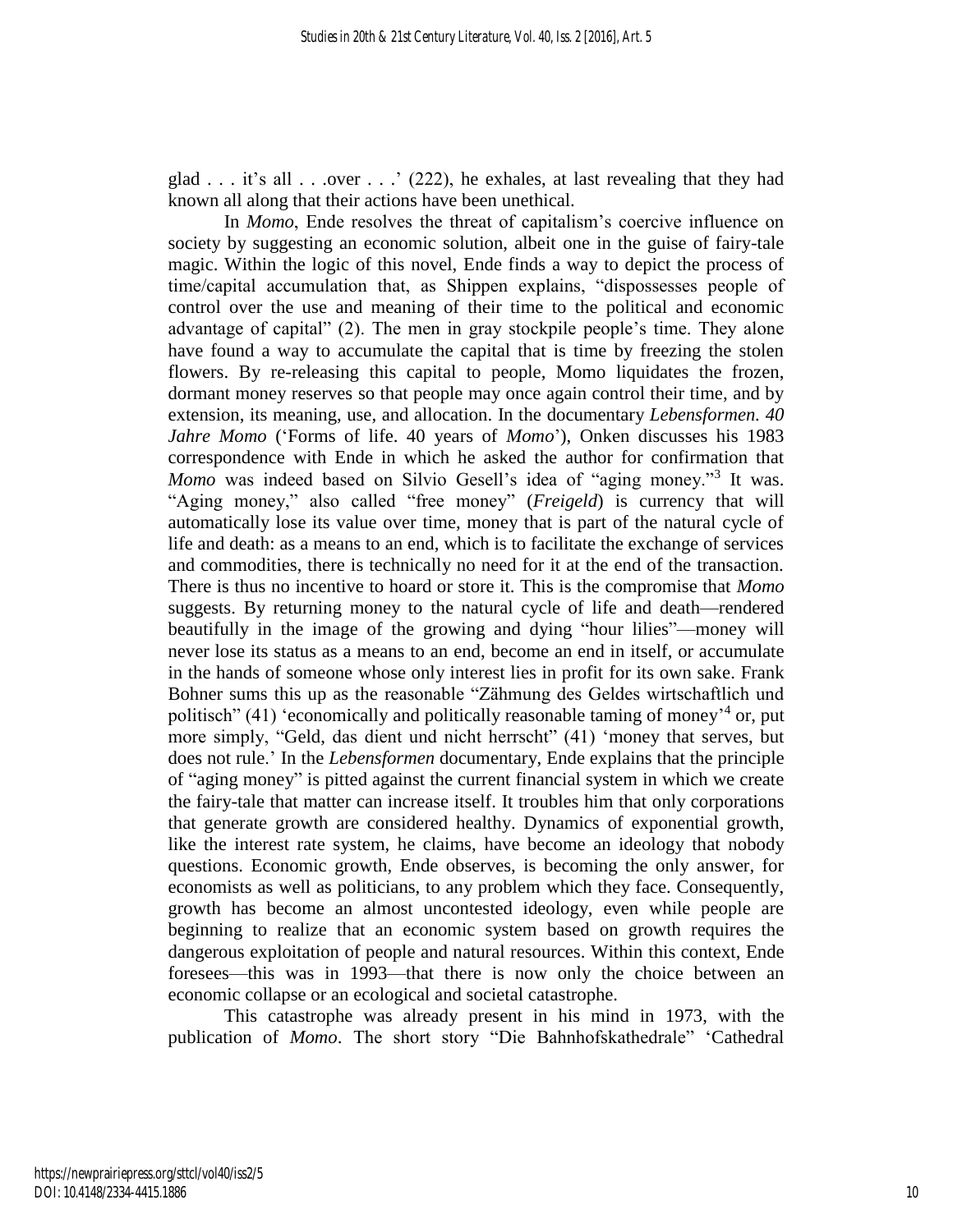glad . . . it's all . . .over . . .' (222), he exhales, at last revealing that they had known all along that their actions have been unethical.

In *Momo*, Ende resolves the threat of capitalism's coercive influence on society by suggesting an economic solution, albeit one in the guise of fairy-tale magic. Within the logic of this novel, Ende finds a way to depict the process of time/capital accumulation that, as Shippen explains, "dispossesses people of control over the use and meaning of their time to the political and economic advantage of capital" (2). The men in gray stockpile people's time. They alone have found a way to accumulate the capital that is time by freezing the stolen flowers. By re-releasing this capital to people, Momo liquidates the frozen, dormant money reserves so that people may once again control their time, and by extension, its meaning, use, and allocation. In the documentary *Lebensformen. 40 Jahre Momo* ('Forms of life. 40 years of *Momo*'), Onken discusses his 1983 correspondence with Ende in which he asked the author for confirmation that *Momo* was indeed based on Silvio Gesell's idea of "aging money."[3] It was. "Aging money," also called "free money" (*Freigeld*) is currency that will automatically lose its value over time, money that is part of the natural cycle of life and death: as a means to an end, which is to facilitate the exchange of services and commodities, there is technically no need for it at the end of the transaction. There is thus no incentive to hoard or store it. This is the compromise that *Momo* suggests. By returning money to the natural cycle of life and death—rendered beautifully in the image of the growing and dying "hour lilies"—money will never lose its status as a means to an end, become an end in itself, or accumulate in the hands of someone whose only interest lies in profit for its own sake. Frank Bohner sums this up as the reasonable "Zähmung des Geldes wirtschaftlich und politisch" (41) 'economically and politically reasonable taming of money'[4] or, put more simply, "Geld, das dient und nicht herrscht" (41) 'money that serves, but does not rule.' In the *Lebensformen* documentary, Ende explains that the principle of "aging money" is pitted against the current financial system in which we create the fairy-tale that matter can increase itself. It troubles him that only corporations that generate growth are considered healthy. Dynamics of exponential growth, like the interest rate system, he claims, have become an ideology that nobody questions. Economic growth, Ende observes, is becoming the only answer, for economists as well as politicians, to any problem which they face. Consequently, growth has become an almost uncontested ideology, even while people are beginning to realize that an economic system based on growth requires the dangerous exploitation of people and natural resources. Within this context, Ende foresees—this was in 1993—that there is now only the choice between an economic collapse or an ecological and societal catastrophe.

This catastrophe was already present in his mind in 1973, with the publication of *Momo*. The short story "Die Bahnhofskathedrale" 'Cathedral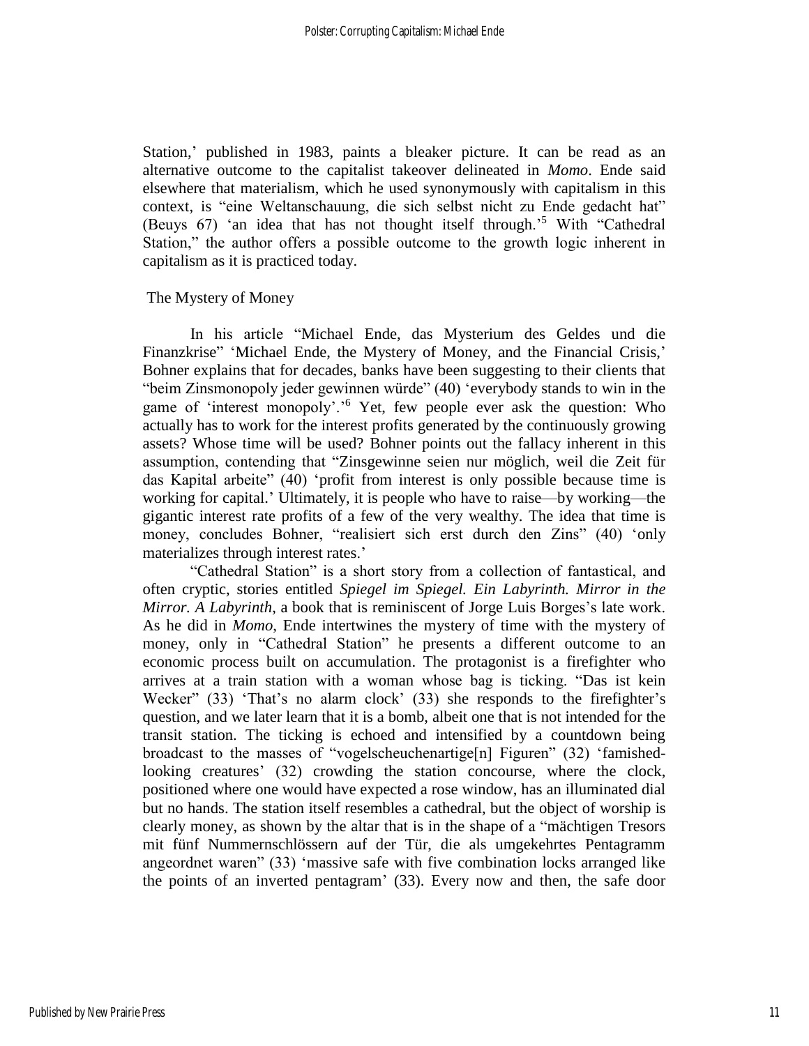Station,' published in 1983, paints a bleaker picture. It can be read as an alternative outcome to the capitalist takeover delineated in *Momo*. Ende said elsewhere that materialism, which he used synonymously with capitalism in this context, is "eine Weltanschauung, die sich selbst nicht zu Ende gedacht hat" (Beuys 67) 'an idea that has not thought itself through.'[5] With "Cathedral Station," the author offers a possible outcome to the growth logic inherent in capitalism as it is practiced today.

## The Mystery of Money

In his article "Michael Ende, das Mysterium des Geldes und die Finanzkrise" 'Michael Ende, the Mystery of Money, and the Financial Crisis,' Bohner explains that for decades, banks have been suggesting to their clients that "beim Zinsmonopoly jeder gewinnen würde" (40) 'everybody stands to win in the game of 'interest monopoly'.'[6] Yet, few people ever ask the question: Who actually has to work for the interest profits generated by the continuously growing assets? Whose time will be used? Bohner points out the fallacy inherent in this assumption, contending that "Zinsgewinne seien nur möglich, weil die Zeit für das Kapital arbeite" (40) 'profit from interest is only possible because time is working for capital.' Ultimately, it is people who have to raise—by working—the gigantic interest rate profits of a few of the very wealthy. The idea that time is money, concludes Bohner, "realisiert sich erst durch den Zins" (40) 'only materializes through interest rates.'

"Cathedral Station" is a short story from a collection of fantastical, and often cryptic, stories entitled *Spiegel im Spiegel. Ein Labyrinth. Mirror in the Mirror. A Labyrinth*, a book that is reminiscent of Jorge Luis Borges's late work. As he did in *Momo*, Ende intertwines the mystery of time with the mystery of money, only in "Cathedral Station" he presents a different outcome to an economic process built on accumulation. The protagonist is a firefighter who arrives at a train station with a woman whose bag is ticking. "Das ist kein Wecker" (33) 'That's no alarm clock' (33) she responds to the firefighter's question, and we later learn that it is a bomb, albeit one that is not intended for the transit station. The ticking is echoed and intensified by a countdown being broadcast to the masses of "vogelscheuchenartige[n] Figuren" (32) 'famished-looking creatures' (32) crowding the station concourse, where the clock, positioned where one would have expected a rose window, has an illuminated dial but no hands. The station itself resembles a cathedral, but the object of worship is clearly money, as shown by the altar that is in the shape of a "mächtigen Tresors mit fünf Nummernschlössern auf der Tür, die als umgekehrtes Pentagramm angeordnet waren" (33) 'massive safe with five combination locks arranged like the points of an inverted pentagram' (33). Every now and then, the safe door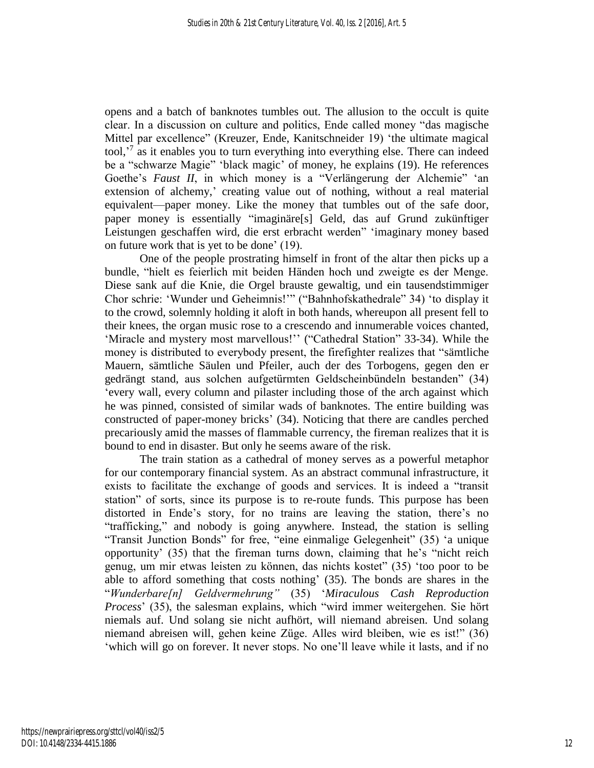opens and a batch of banknotes tumbles out. The allusion to the occult is quite clear. In a discussion on culture and politics, Ende called money "das magische Mittel par excellence" (Kreuzer, Ende, Kanitschneider 19) 'the ultimate magical tool,'[7] as it enables you to turn everything into everything else. There can indeed be a "schwarze Magie" 'black magic' of money, he explains (19). He references Goethe's *Faust II*, in which money is a "Verlängerung der Alchemie" 'an extension of alchemy,' creating value out of nothing, without a real material equivalent—paper money. Like the money that tumbles out of the safe door, paper money is essentially "imaginäre[s] Geld, das auf Grund zukünftiger Leistungen geschaffen wird, die erst erbracht werden" 'imaginary money based on future work that is yet to be done' (19).

One of the people prostrating himself in front of the altar then picks up a bundle, "hielt es feierlich mit beiden Händen hoch und zweigte es der Menge. Diese sank auf die Knie, die Orgel brauste gewaltig, und ein tausendstimmiger Chor schrie: 'Wunder und Geheimnis!'" ("Bahnhofskathedrale" 34) 'to display it to the crowd, solemnly holding it aloft in both hands, whereupon all present fell to their knees, the organ music rose to a crescendo and innumerable voices chanted, 'Miracle and mystery most marvellous!'' ("Cathedral Station" 33-34). While the money is distributed to everybody present, the firefighter realizes that "sämtliche Mauern, sämtliche Säulen und Pfeiler, auch der des Torbogens, gegen den er gedrängt stand, aus solchen aufgetürmten Geldscheinbündeln bestanden" (34) 'every wall, every column and pilaster including those of the arch against which he was pinned, consisted of similar wads of banknotes. The entire building was constructed of paper-money bricks' (34). Noticing that there are candles perched precariously amid the masses of flammable currency, the fireman realizes that it is bound to end in disaster. But only he seems aware of the risk.

The train station as a cathedral of money serves as a powerful metaphor for our contemporary financial system. As an abstract communal infrastructure, it exists to facilitate the exchange of goods and services. It is indeed a "transit station" of sorts, since its purpose is to re-route funds. This purpose has been distorted in Ende's story, for no trains are leaving the station, there's no "trafficking," and nobody is going anywhere. Instead, the station is selling "Transit Junction Bonds" for free, "eine einmalige Gelegenheit" (35) 'a unique opportunity' (35) that the fireman turns down, claiming that he's "nicht reich genug, um mir etwas leisten zu können, das nichts kostet" (35) 'too poor to be able to afford something that costs nothing' (35). The bonds are shares in the "*Wunderbare[n] Geldvermehrung"* (35) '*Miraculous Cash Reproduction Process*' (35), the salesman explains, which "wird immer weitergehen. Sie hört niemals auf. Und solang sie nicht aufhört, will niemand abreisen. Und solang niemand abreisen will, gehen keine Züge. Alles wird bleiben, wie es ist!" (36) 'which will go on forever. It never stops. No one'll leave while it lasts, and if no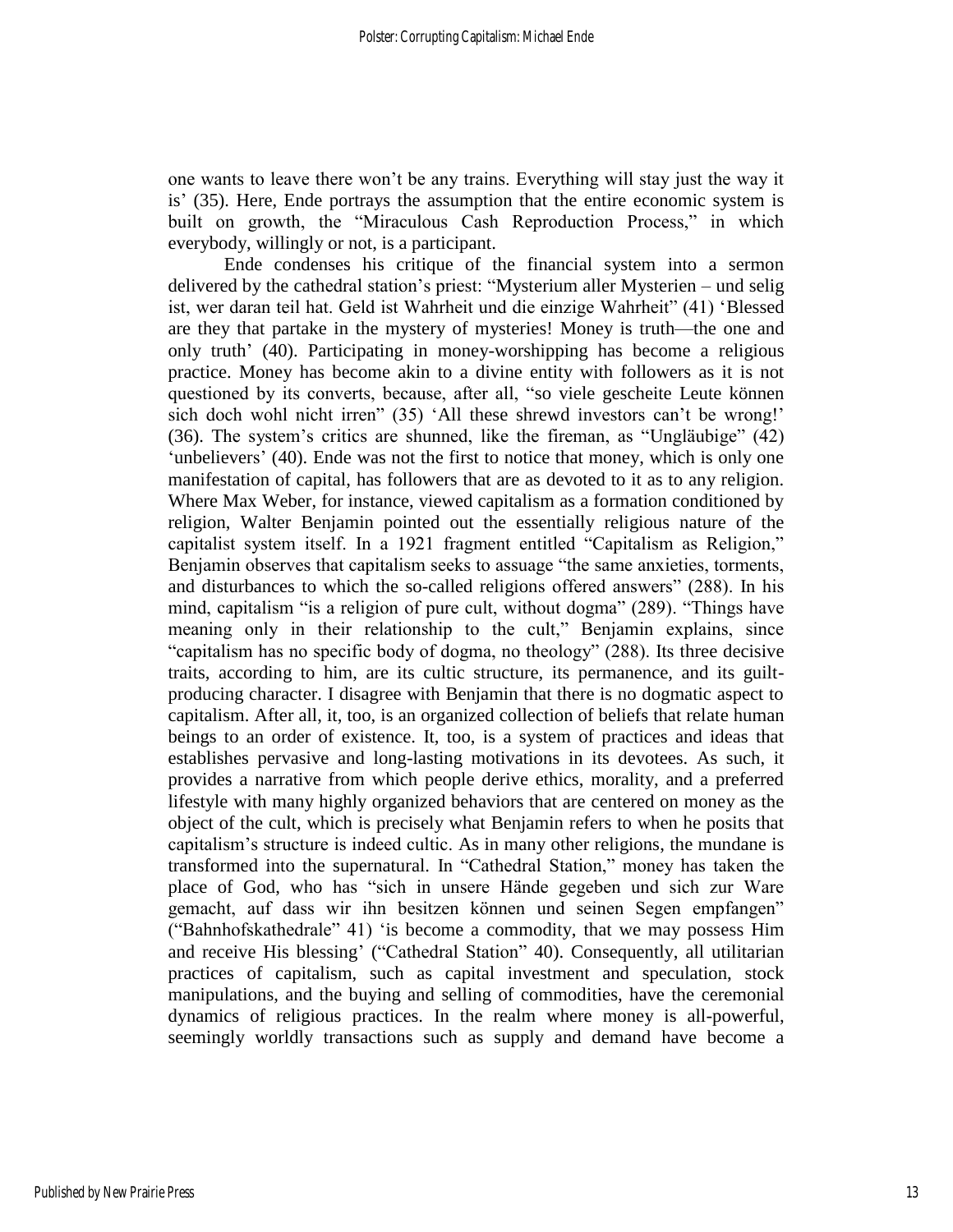one wants to leave there won't be any trains. Everything will stay just the way it is' (35). Here, Ende portrays the assumption that the entire economic system is built on growth, the "Miraculous Cash Reproduction Process," in which everybody, willingly or not, is a participant.

Ende condenses his critique of the financial system into a sermon delivered by the cathedral station's priest: "Mysterium aller Mysterien – und selig ist, wer daran teil hat. Geld ist Wahrheit und die einzige Wahrheit" (41) 'Blessed are they that partake in the mystery of mysteries! Money is truth—the one and only truth' (40). Participating in money-worshipping has become a religious practice. Money has become akin to a divine entity with followers as it is not questioned by its converts, because, after all, "so viele gescheite Leute können sich doch wohl nicht irren" (35) 'All these shrewd investors can't be wrong!' (36). The system's critics are shunned, like the fireman, as "Ungläubige" (42) 'unbelievers' (40). Ende was not the first to notice that money, which is only one manifestation of capital, has followers that are as devoted to it as to any religion. Where Max Weber, for instance, viewed capitalism as a formation conditioned by religion, Walter Benjamin pointed out the essentially religious nature of the capitalist system itself. In a 1921 fragment entitled "Capitalism as Religion," Benjamin observes that capitalism seeks to assuage "the same anxieties, torments, and disturbances to which the so-called religions offered answers" (288). In his mind, capitalism "is a religion of pure cult, without dogma" (289). "Things have meaning only in their relationship to the cult," Benjamin explains, since "capitalism has no specific body of dogma, no theology" (288). Its three decisive traits, according to him, are its cultic structure, its permanence, and its guilt-producing character. I disagree with Benjamin that there is no dogmatic aspect to capitalism. After all, it, too, is an organized collection of beliefs that relate human beings to an order of existence. It, too, is a system of practices and ideas that establishes pervasive and long-lasting motivations in its devotees. As such, it provides a narrative from which people derive ethics, morality, and a preferred lifestyle with many highly organized behaviors that are centered on money as the object of the cult, which is precisely what Benjamin refers to when he posits that capitalism's structure is indeed cultic. As in many other religions, the mundane is transformed into the supernatural. In "Cathedral Station," money has taken the place of God, who has "sich in unsere Hände gegeben und sich zur Ware gemacht, auf dass wir ihn besitzen können und seinen Segen empfangen" ("Bahnhofskathedrale" 41) 'is become a commodity, that we may possess Him and receive His blessing' ("Cathedral Station" 40). Consequently, all utilitarian practices of capitalism, such as capital investment and speculation, stock manipulations, and the buying and selling of commodities, have the ceremonial dynamics of religious practices. In the realm where money is all-powerful, seemingly worldly transactions such as supply and demand have become a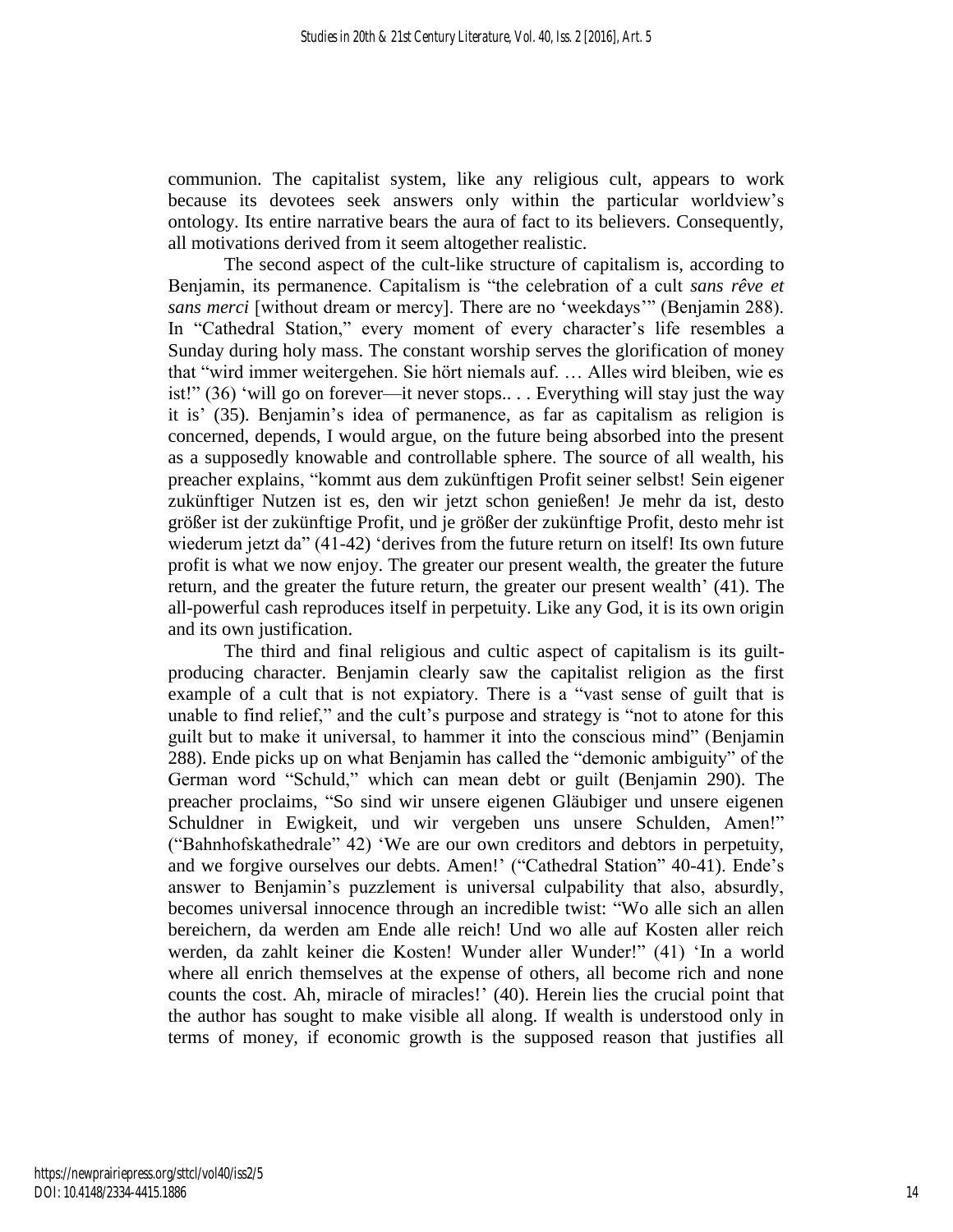communion. The capitalist system, like any religious cult, appears to work because its devotees seek answers only within the particular worldview's ontology. Its entire narrative bears the aura of fact to its believers. Consequently, all motivations derived from it seem altogether realistic.

The second aspect of the cult-like structure of capitalism is, according to Benjamin, its permanence. Capitalism is "the celebration of a cult *sans rêve et sans merci* [without dream or mercy]. There are no 'weekdays'" (Benjamin 288). In "Cathedral Station," every moment of every character's life resembles a Sunday during holy mass. The constant worship serves the glorification of money that "wird immer weitergehen. Sie hört niemals auf. … Alles wird bleiben, wie es ist!" (36) 'will go on forever—it never stops.. . . Everything will stay just the way it is' (35). Benjamin's idea of permanence, as far as capitalism as religion is concerned, depends, I would argue, on the future being absorbed into the present as a supposedly knowable and controllable sphere. The source of all wealth, his preacher explains, "kommt aus dem zukünftigen Profit seiner selbst! Sein eigener zukünftiger Nutzen ist es, den wir jetzt schon genießen! Je mehr da ist, desto größer ist der zukünftige Profit, und je größer der zukünftige Profit, desto mehr ist wiederum jetzt da" (41-42) 'derives from the future return on itself! Its own future profit is what we now enjoy. The greater our present wealth, the greater the future return, and the greater the future return, the greater our present wealth' (41). The all-powerful cash reproduces itself in perpetuity. Like any God, it is its own origin and its own justification.

The third and final religious and cultic aspect of capitalism is its guilt-producing character. Benjamin clearly saw the capitalist religion as the first example of a cult that is not expiatory. There is a "vast sense of guilt that is unable to find relief," and the cult's purpose and strategy is "not to atone for this guilt but to make it universal, to hammer it into the conscious mind" (Benjamin 288). Ende picks up on what Benjamin has called the "demonic ambiguity" of the German word "Schuld," which can mean debt or guilt (Benjamin 290). The preacher proclaims, "So sind wir unsere eigenen Gläubiger und unsere eigenen Schuldner in Ewigkeit, und wir vergeben uns unsere Schulden, Amen!" ("Bahnhofskathedrale" 42) 'We are our own creditors and debtors in perpetuity, and we forgive ourselves our debts. Amen!' ("Cathedral Station" 40-41). Ende's answer to Benjamin's puzzlement is universal culpability that also, absurdly, becomes universal innocence through an incredible twist: "Wo alle sich an allen bereichern, da werden am Ende alle reich! Und wo alle auf Kosten aller reich werden, da zahlt keiner die Kosten! Wunder aller Wunder!" (41) 'In a world where all enrich themselves at the expense of others, all become rich and none counts the cost. Ah, miracle of miracles!' (40). Herein lies the crucial point that the author has sought to make visible all along. If wealth is understood only in terms of money, if economic growth is the supposed reason that justifies all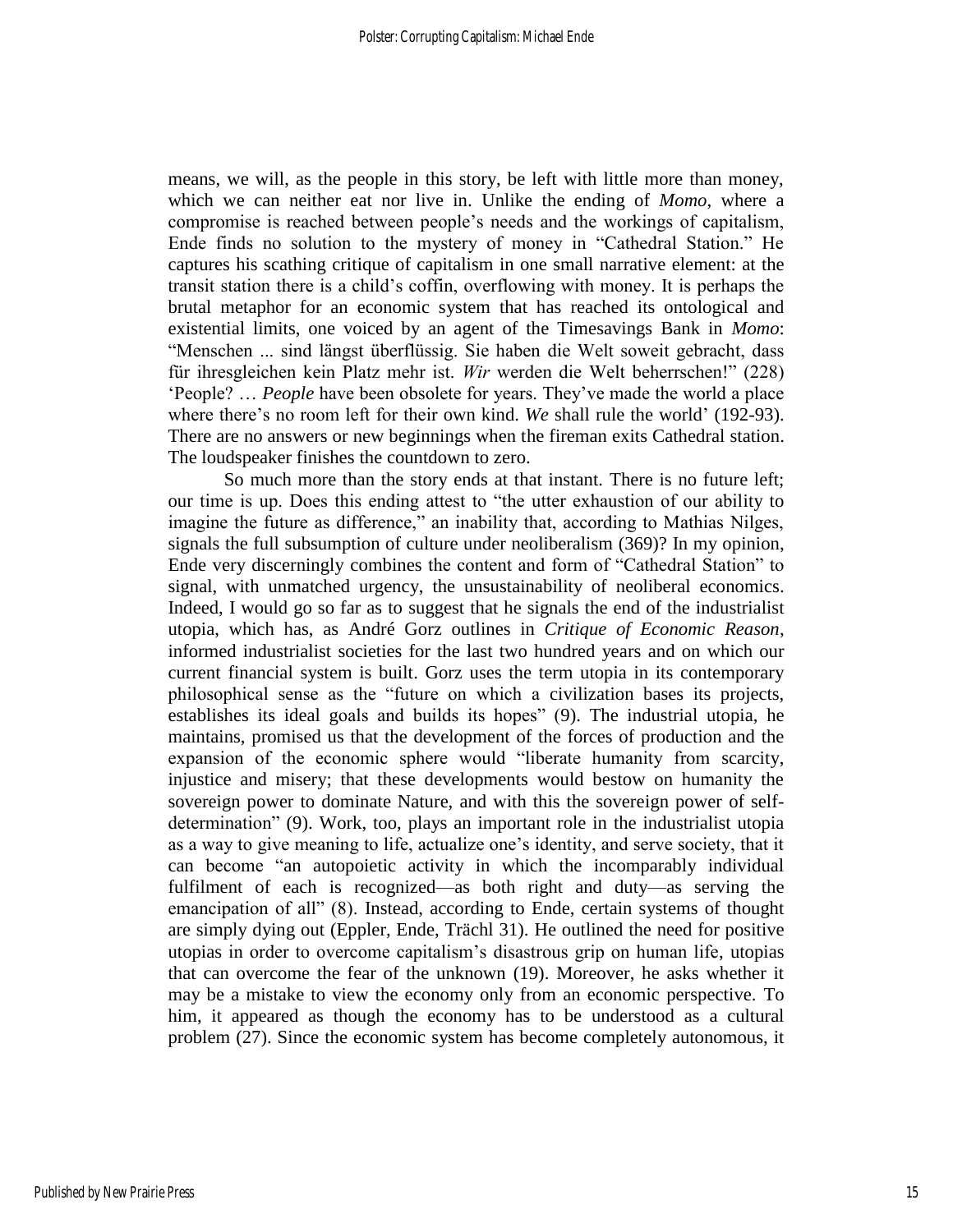means, we will, as the people in this story, be left with little more than money, which we can neither eat nor live in. Unlike the ending of *Momo*, where a compromise is reached between people's needs and the workings of capitalism, Ende finds no solution to the mystery of money in "Cathedral Station." He captures his scathing critique of capitalism in one small narrative element: at the transit station there is a child's coffin, overflowing with money. It is perhaps the brutal metaphor for an economic system that has reached its ontological and existential limits, one voiced by an agent of the Timesavings Bank in *Momo*: "Menschen ... sind längst überflüssig. Sie haben die Welt soweit gebracht, dass für ihresgleichen kein Platz mehr ist. *Wir* werden die Welt beherrschen!" (228) 'People? … *People* have been obsolete for years. They've made the world a place where there's no room left for their own kind. *We* shall rule the world' (192-93). There are no answers or new beginnings when the fireman exits Cathedral station. The loudspeaker finishes the countdown to zero.

So much more than the story ends at that instant. There is no future left; our time is up. Does this ending attest to "the utter exhaustion of our ability to imagine the future as difference," an inability that, according to Mathias Nilges, signals the full subsumption of culture under neoliberalism (369)? In my opinion, Ende very discerningly combines the content and form of "Cathedral Station" to signal, with unmatched urgency, the unsustainability of neoliberal economics. Indeed, I would go so far as to suggest that he signals the end of the industrialist utopia, which has, as André Gorz outlines in *Critique of Economic Reason*, informed industrialist societies for the last two hundred years and on which our current financial system is built. Gorz uses the term utopia in its contemporary philosophical sense as the "future on which a civilization bases its projects, establishes its ideal goals and builds its hopes" (9). The industrial utopia, he maintains, promised us that the development of the forces of production and the expansion of the economic sphere would "liberate humanity from scarcity, injustice and misery; that these developments would bestow on humanity the sovereign power to dominate Nature, and with this the sovereign power of self-determination" (9). Work, too, plays an important role in the industrialist utopia as a way to give meaning to life, actualize one's identity, and serve society, that it can become "an autopoietic activity in which the incomparably individual fulfilment of each is recognized—as both right and duty—as serving the emancipation of all" (8). Instead, according to Ende, certain systems of thought are simply dying out (Eppler, Ende, Trächl 31). He outlined the need for positive utopias in order to overcome capitalism's disastrous grip on human life, utopias that can overcome the fear of the unknown (19). Moreover, he asks whether it may be a mistake to view the economy only from an economic perspective. To him, it appeared as though the economy has to be understood as a cultural problem (27). Since the economic system has become completely autonomous, it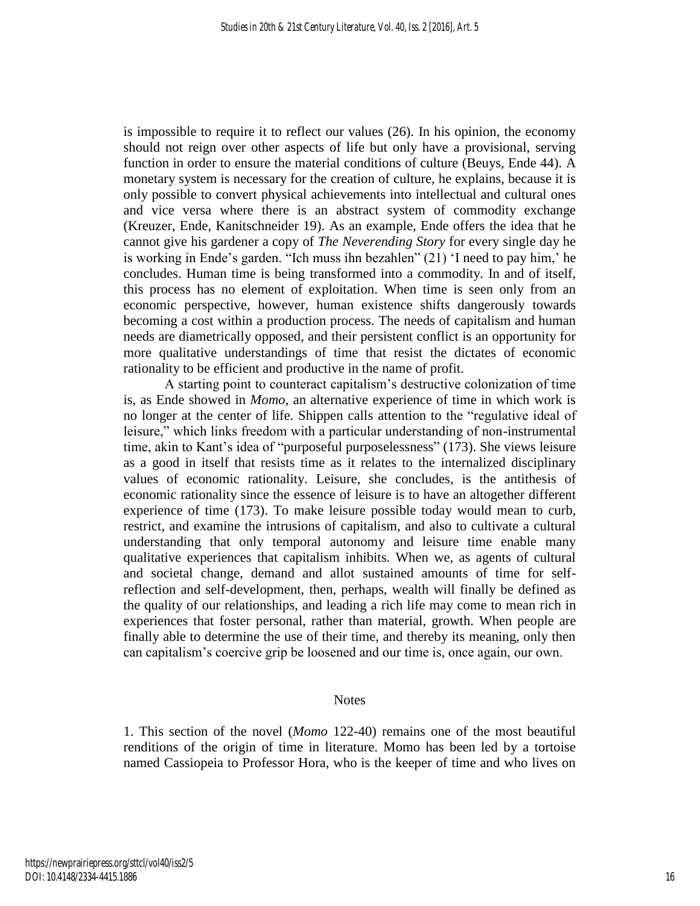is impossible to require it to reflect our values (26). In his opinion, the economy should not reign over other aspects of life but only have a provisional, serving function in order to ensure the material conditions of culture (Beuys, Ende 44). A monetary system is necessary for the creation of culture, he explains, because it is only possible to convert physical achievements into intellectual and cultural ones and vice versa where there is an abstract system of commodity exchange (Kreuzer, Ende, Kanitschneider 19). As an example, Ende offers the idea that he cannot give his gardener a copy of *The Neverending Story* for every single day he is working in Ende's garden. "Ich muss ihn bezahlen" (21) 'I need to pay him,' he concludes. Human time is being transformed into a commodity. In and of itself, this process has no element of exploitation. When time is seen only from an economic perspective, however, human existence shifts dangerously towards becoming a cost within a production process. The needs of capitalism and human needs are diametrically opposed, and their persistent conflict is an opportunity for more qualitative understandings of time that resist the dictates of economic rationality to be efficient and productive in the name of profit.

A starting point to counteract capitalism's destructive colonization of time is, as Ende showed in *Momo*, an alternative experience of time in which work is no longer at the center of life. Shippen calls attention to the "regulative ideal of leisure," which links freedom with a particular understanding of non-instrumental time, akin to Kant's idea of "purposeful purposelessness" (173). She views leisure as a good in itself that resists time as it relates to the internalized disciplinary values of economic rationality. Leisure, she concludes, is the antithesis of economic rationality since the essence of leisure is to have an altogether different experience of time (173). To make leisure possible today would mean to curb, restrict, and examine the intrusions of capitalism, and also to cultivate a cultural understanding that only temporal autonomy and leisure time enable many qualitative experiences that capitalism inhibits. When we, as agents of cultural and societal change, demand and allot sustained amounts of time for self-reflection and self-development, then, perhaps, wealth will finally be defined as the quality of our relationships, and leading a rich life may come to mean rich in experiences that foster personal, rather than material, growth. When people are finally able to determine the use of their time, and thereby its meaning, only then can capitalism's coercive grip be loosened and our time is, once again, our own.

## Notes

1. This section of the novel (*Momo* 122-40) remains one of the most beautiful renditions of the origin of time in literature. Momo has been led by a tortoise named Cassiopeia to Professor Hora, who is the keeper of time and who lives on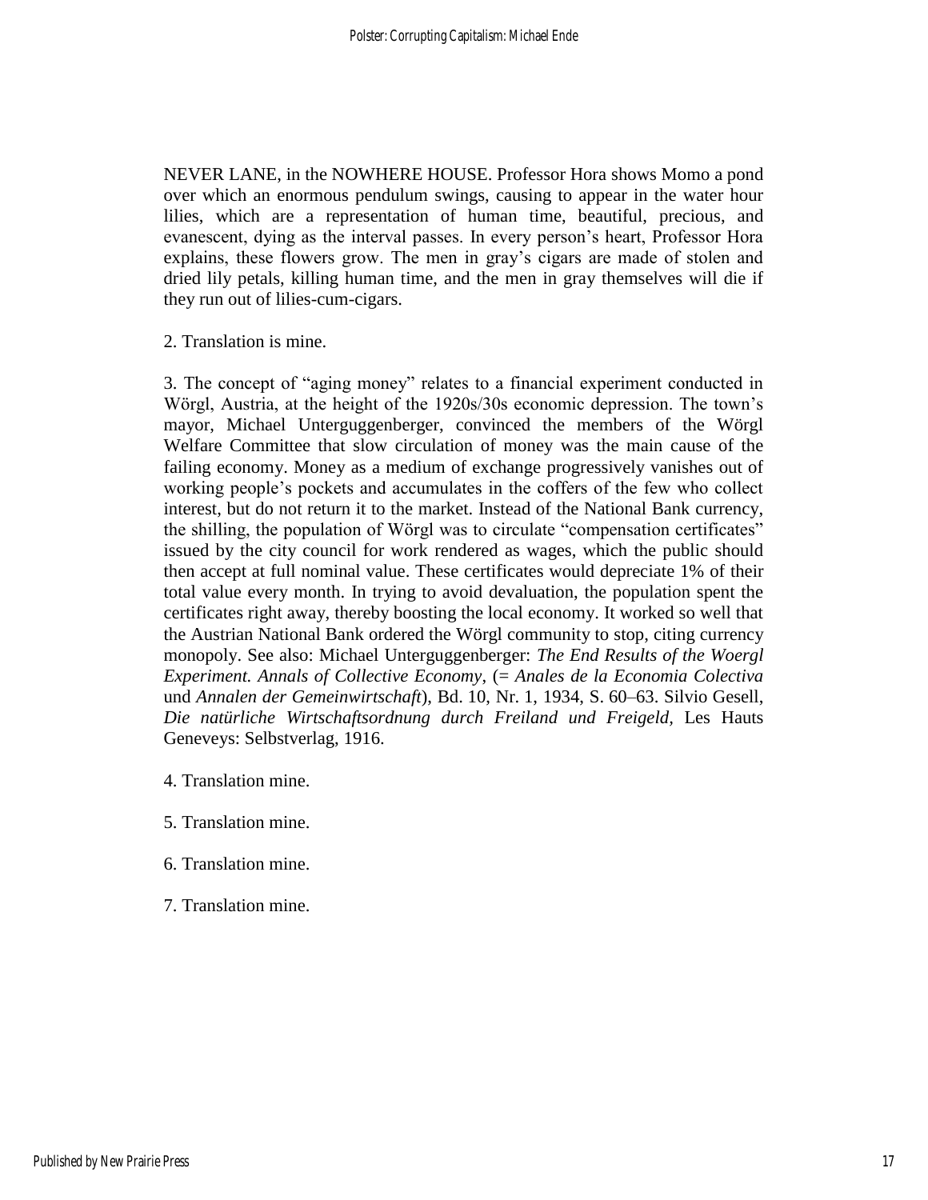NEVER LANE, in the NOWHERE HOUSE. Professor Hora shows Momo a pond over which an enormous pendulum swings, causing to appear in the water hour lilies, which are a representation of human time, beautiful, precious, and evanescent, dying as the interval passes. In every person's heart, Professor Hora explains, these flowers grow. The men in gray's cigars are made of stolen and dried lily petals, killing human time, and the men in gray themselves will die if they run out of lilies-cum-cigars.

2. Translation is mine.

3. The concept of "aging money" relates to a financial experiment conducted in Wörgl, Austria, at the height of the 1920s/30s economic depression. The town's mayor, Michael Unterguggenberger, convinced the members of the Wörgl Welfare Committee that slow circulation of money was the main cause of the failing economy. Money as a medium of exchange progressively vanishes out of working people's pockets and accumulates in the coffers of the few who collect interest, but do not return it to the market. Instead of the National Bank currency, the shilling, the population of Wörgl was to circulate "compensation certificates" issued by the city council for work rendered as wages, which the public should then accept at full nominal value. These certificates would depreciate 1% of their total value every month. In trying to avoid devaluation, the population spent the certificates right away, thereby boosting the local economy. It worked so well that the Austrian National Bank ordered the Wörgl community to stop, citing currency monopoly. See also: Michael Unterguggenberger: *The End Results of the Woergl Experiment. Annals of Collective Economy*, (= *Anales de la Economia Colectiva* und *Annalen der Gemeinwirtschaft*), Bd. 10, Nr. 1, 1934, S. 60–63. Silvio Gesell, *Die natürliche Wirtschaftsordnung durch Freiland und Freigeld*, Les Hauts Geneveys: Selbstverlag, 1916.

4. Translation mine.

5. Translation mine.

6. Translation mine.

7. Translation mine.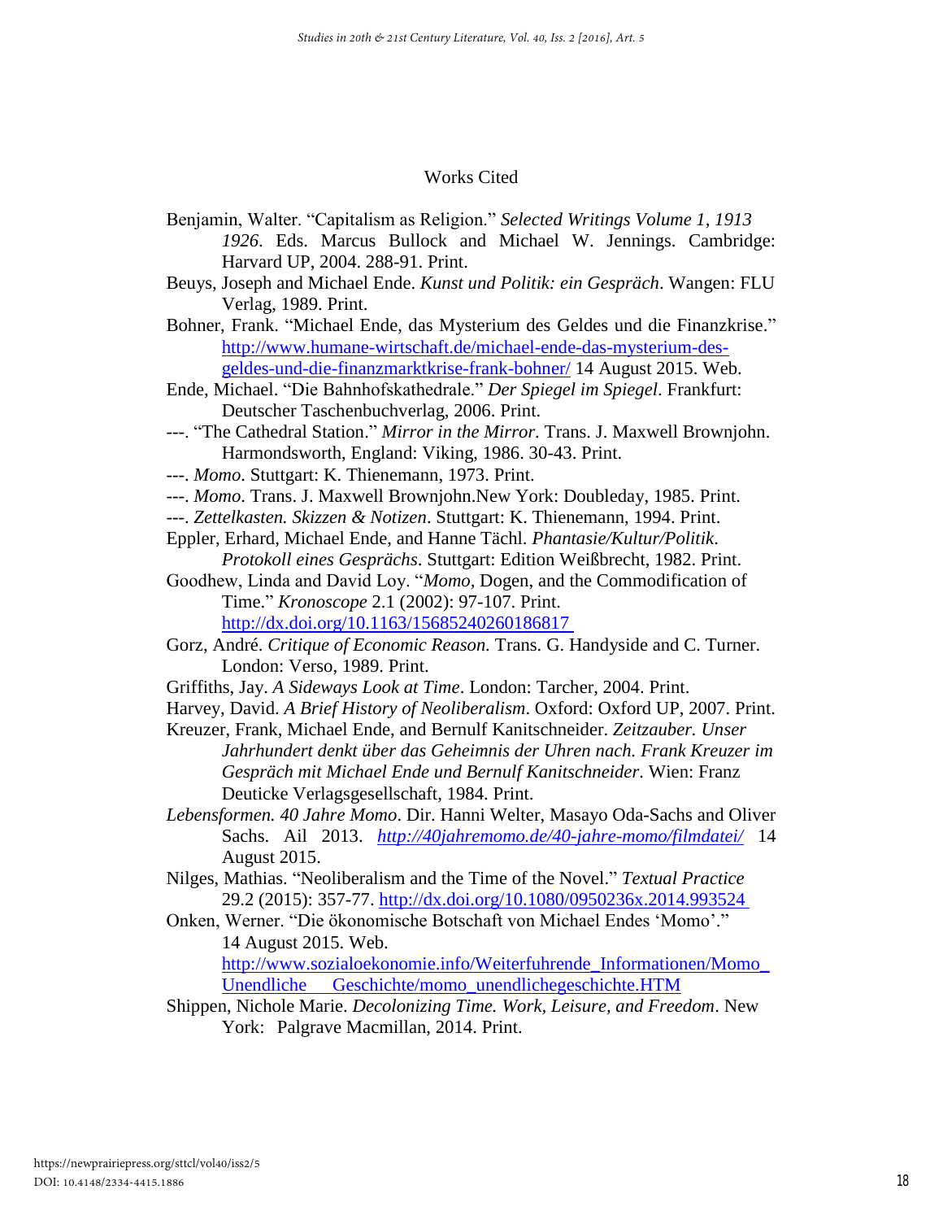## Works Cited

Benjamin, Walter. "Capitalism as Religion." *Selected Writings Volume 1, 1913 1926*. Eds. Marcus Bullock and Michael W. Jennings. Cambridge: Harvard UP, 2004. 288-91. Print.

Beuys, Joseph and Michael Ende. *Kunst und Politik: ein Gespräch*. Wangen: FLU Verlag, 1989. Print.

Bohner, Frank. "Michael Ende, das Mysterium des Geldes und die Finanzkrise." http://www.humane-wirtschaft.de/michael-ende-das-mysterium-des-geldes-und-die-finanzmarktkrise-frank-bohner/ 14 August 2015. Web.

Ende, Michael. "Die Bahnhofskathedrale." *Der Spiegel im Spiegel*. Frankfurt: Deutscher Taschenbuchverlag, 2006. Print.

---. "The Cathedral Station." *Mirror in the Mirror.* Trans. J. Maxwell Brownjohn. Harmondsworth, England: Viking, 1986. 30-43. Print.

---. *Momo*. Stuttgart: K. Thienemann, 1973. Print.

---. *Momo*. Trans. J. Maxwell Brownjohn.New York: Doubleday, 1985. Print.

---. *Zettelkasten. Skizzen & Notizen*. Stuttgart: K. Thienemann, 1994. Print.

Eppler, Erhard, Michael Ende, and Hanne Tächl. *Phantasie/Kultur/Politik*. *Protokoll eines Gesprächs*. Stuttgart: Edition Weißbrecht, 1982. Print.

Goodhew, Linda and David Loy. "*Momo*, Dogen, and the Commodification of Time." *Kronoscope* 2.1 (2002): 97-107. Print. http://dx.doi.org/10.1163/15685240260186817

Gorz, André. *Critique of Economic Reason.* Trans. G. Handyside and C. Turner. London: Verso, 1989. Print.

Griffiths, Jay. *A Sideways Look at Time*. London: Tarcher, 2004. Print.

Harvey, David. *A Brief History of Neoliberalism*. Oxford: Oxford UP, 2007. Print.

Kreuzer, Frank, Michael Ende, and Bernulf Kanitschneider. *Zeitzauber. Unser Jahrhundert denkt über das Geheimnis der Uhren nach. Frank Kreuzer im Gespräch mit Michael Ende und Bernulf Kanitschneider*. Wien: Franz Deuticke Verlagsgesellschaft, 1984. Print.

*Lebensformen. 40 Jahre Momo*. Dir. Hanni Welter, Masayo Oda-Sachs and Oliver Sachs. Ail 2013. *http://40jahremomo.de/40-jahre-momo/filmdatei/* 14 August 2015.

Nilges, Mathias. "Neoliberalism and the Time of the Novel." *Textual Practice* 29.2 (2015): 357-77. http://dx.doi.org/10.1080/0950236x.2014.993524

Onken, Werner. "Die ökonomische Botschaft von Michael Endes 'Momo'." 14 August 2015. Web. http://www.sozialoekonomie.info/Weiterfuhrende_Informationen/Momo_Unendliche Geschichte/momo_unendlichegeschichte.HTM

Shippen, Nichole Marie. *Decolonizing Time. Work, Leisure, and Freedom*. New York: Palgrave Macmillan, 2014. Print.